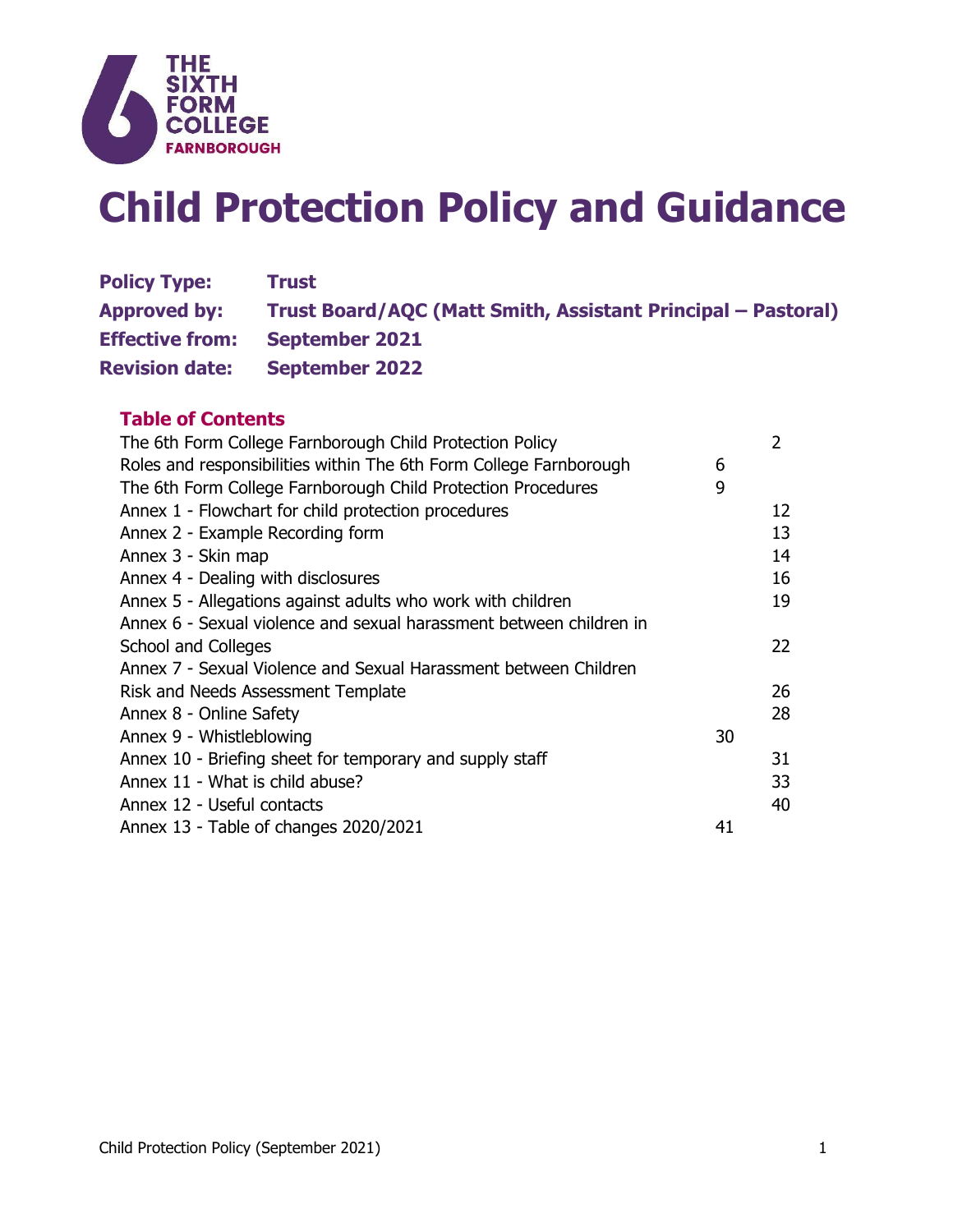THE SIXTH FORM COLLEGE FARNBOROUGH

# Child Protection Policy and Guidance

**Policy Type:** **Trust**
**Approved by:** **Trust Board/AQC (Matt Smith, Assistant Principal – Pastoral)**
**Effective from:** **September 2021**
**Revision date:** **September 2022**

## Table of Contents

| | |
|---|---|
| The 6th Form College Farnborough Child Protection Policy | 2 |
| Roles and responsibilities within The 6th Form College Farnborough | 6 |
| The 6th Form College Farnborough Child Protection Procedures | 9 |
| Annex 1 - Flowchart for child protection procedures | 12 |
| Annex 2 - Example Recording form | 13 |
| Annex 3 - Skin map | 14 |
| Annex 4 - Dealing with disclosures | 16 |
| Annex 5 - Allegations against adults who work with children | 19 |
| Annex 6 - Sexual violence and sexual harassment between children in School and Colleges | 22 |
| Annex 7 - Sexual Violence and Sexual Harassment between Children Risk and Needs Assessment Template | 26 |
| Annex 8 - Online Safety | 28 |
| Annex 9 - Whistleblowing | 30 |
| Annex 10 - Briefing sheet for temporary and supply staff | 31 |
| Annex 11 - What is child abuse? | 33 |
| Annex 12 - Useful contacts | 40 |
| Annex 13 - Table of changes 2020/2021 | 41 |

Child Protection Policy (September 2021)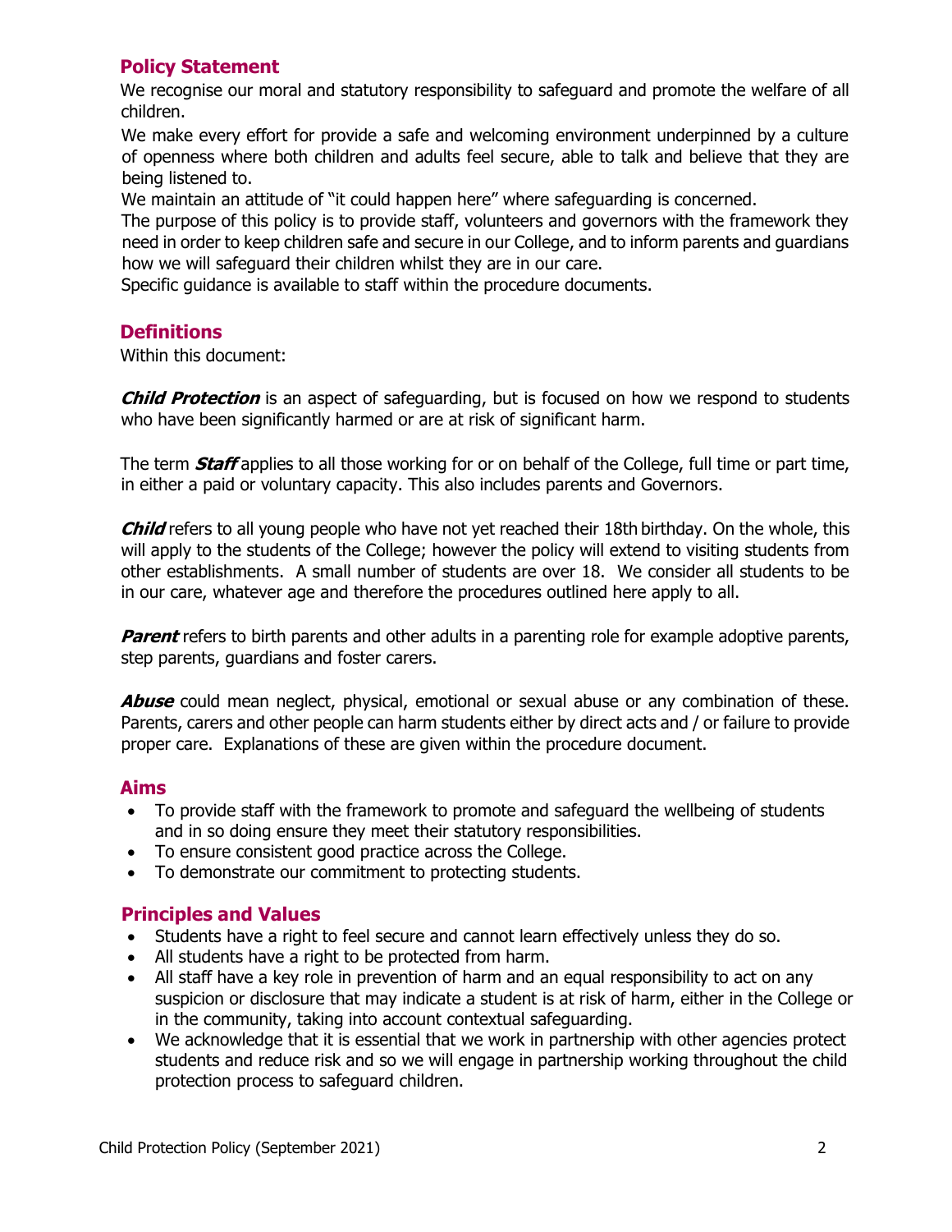## Policy Statement

We recognise our moral and statutory responsibility to safeguard and promote the welfare of all children.

We make every effort for provide a safe and welcoming environment underpinned by a culture of openness where both children and adults feel secure, able to talk and believe that they are being listened to.

We maintain an attitude of "it could happen here" where safeguarding is concerned.

The purpose of this policy is to provide staff, volunteers and governors with the framework they need in order to keep children safe and secure in our College, and to inform parents and guardians how we will safeguard their children whilst they are in our care.

Specific guidance is available to staff within the procedure documents.

## Definitions

Within this document:

***Child Protection*** is an aspect of safeguarding, but is focused on how we respond to students who have been significantly harmed or are at risk of significant harm.

The term ***Staff*** applies to all those working for or on behalf of the College, full time or part time, in either a paid or voluntary capacity. This also includes parents and Governors.

***Child*** refers to all young people who have not yet reached their 18th birthday. On the whole, this will apply to the students of the College; however the policy will extend to visiting students from other establishments. A small number of students are over 18. We consider all students to be in our care, whatever age and therefore the procedures outlined here apply to all.

***Parent*** refers to birth parents and other adults in a parenting role for example adoptive parents, step parents, guardians and foster carers.

***Abuse*** could mean neglect, physical, emotional or sexual abuse or any combination of these. Parents, carers and other people can harm students either by direct acts and / or failure to provide proper care. Explanations of these are given within the procedure document.

## Aims

- To provide staff with the framework to promote and safeguard the wellbeing of students and in so doing ensure they meet their statutory responsibilities.
- To ensure consistent good practice across the College.
- To demonstrate our commitment to protecting students.

## Principles and Values

- Students have a right to feel secure and cannot learn effectively unless they do so.
- All students have a right to be protected from harm.
- All staff have a key role in prevention of harm and an equal responsibility to act on any suspicion or disclosure that may indicate a student is at risk of harm, either in the College or in the community, taking into account contextual safeguarding.
- We acknowledge that it is essential that we work in partnership with other agencies protect students and reduce risk and so we will engage in partnership working throughout the child protection process to safeguard children.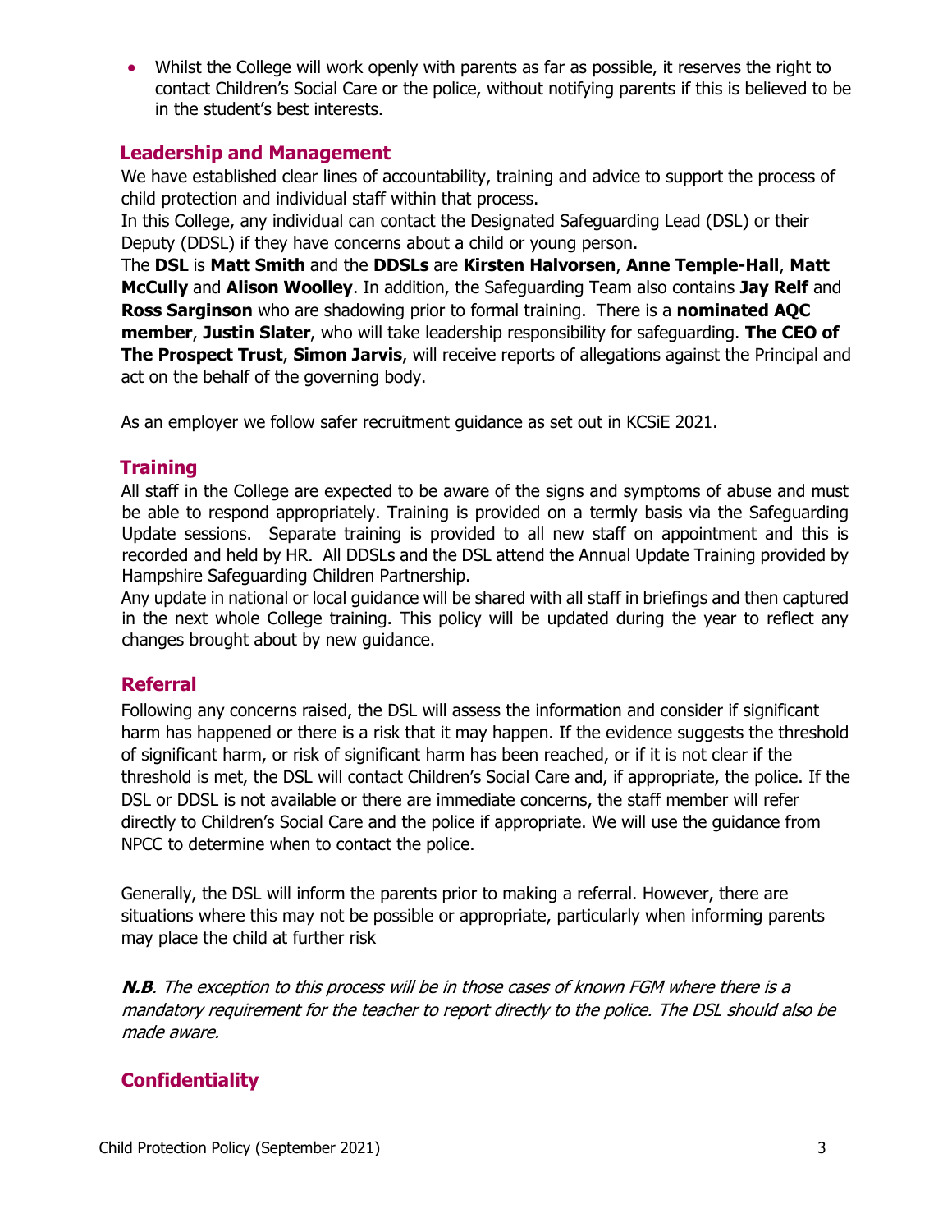- Whilst the College will work openly with parents as far as possible, it reserves the right to contact Children's Social Care or the police, without notifying parents if this is believed to be in the student's best interests.

## Leadership and Management

We have established clear lines of accountability, training and advice to support the process of child protection and individual staff within that process.

In this College, any individual can contact the Designated Safeguarding Lead (DSL) or their Deputy (DDSL) if they have concerns about a child or young person.

The **DSL** is **Matt Smith** and the **DDSLs** are **Kirsten Halvorsen**, **Anne Temple-Hall**, **Matt McCully** and **Alison Woolley**. In addition, the Safeguarding Team also contains **Jay Relf** and **Ross Sarginson** who are shadowing prior to formal training. There is a **nominated AQC member**, **Justin Slater**, who will take leadership responsibility for safeguarding. **The CEO of The Prospect Trust**, **Simon Jarvis**, will receive reports of allegations against the Principal and act on the behalf of the governing body.

As an employer we follow safer recruitment guidance as set out in KCSiE 2021.

## Training

All staff in the College are expected to be aware of the signs and symptoms of abuse and must be able to respond appropriately. Training is provided on a termly basis via the Safeguarding Update sessions. Separate training is provided to all new staff on appointment and this is recorded and held by HR. All DDSLs and the DSL attend the Annual Update Training provided by Hampshire Safeguarding Children Partnership.

Any update in national or local guidance will be shared with all staff in briefings and then captured in the next whole College training. This policy will be updated during the year to reflect any changes brought about by new guidance.

## Referral

Following any concerns raised, the DSL will assess the information and consider if significant harm has happened or there is a risk that it may happen. If the evidence suggests the threshold of significant harm, or risk of significant harm has been reached, or if it is not clear if the threshold is met, the DSL will contact Children's Social Care and, if appropriate, the police. If the DSL or DDSL is not available or there are immediate concerns, the staff member will refer directly to Children's Social Care and the police if appropriate. We will use the guidance from NPCC to determine when to contact the police.

Generally, the DSL will inform the parents prior to making a referral. However, there are situations where this may not be possible or appropriate, particularly when informing parents may place the child at further risk

***N.B**. The exception to this process will be in those cases of known FGM where there is a mandatory requirement for the teacher to report directly to the police. The DSL should also be made aware.*

## Confidentiality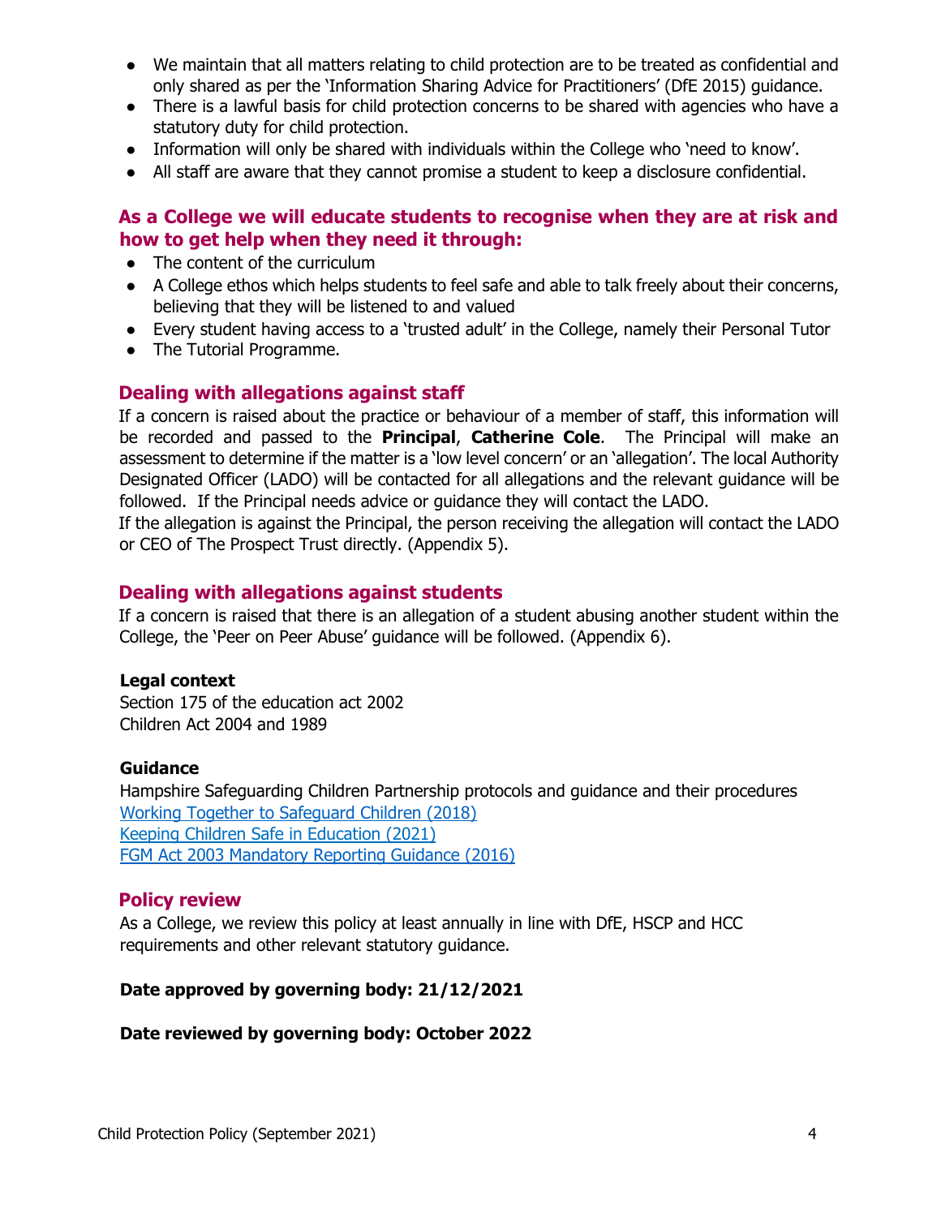- We maintain that all matters relating to child protection are to be treated as confidential and only shared as per the 'Information Sharing Advice for Practitioners' (DfE 2015) guidance.
- There is a lawful basis for child protection concerns to be shared with agencies who have a statutory duty for child protection.
- Information will only be shared with individuals within the College who 'need to know'.
- All staff are aware that they cannot promise a student to keep a disclosure confidential.

## As a College we will educate students to recognise when they are at risk and how to get help when they need it through:

- The content of the curriculum
- A College ethos which helps students to feel safe and able to talk freely about their concerns, believing that they will be listened to and valued
- Every student having access to a 'trusted adult' in the College, namely their Personal Tutor
- The Tutorial Programme.

## Dealing with allegations against staff

If a concern is raised about the practice or behaviour of a member of staff, this information will be recorded and passed to the **Principal**, **Catherine Cole**. The Principal will make an assessment to determine if the matter is a 'low level concern' or an 'allegation'. The local Authority Designated Officer (LADO) will be contacted for all allegations and the relevant guidance will be followed. If the Principal needs advice or guidance they will contact the LADO.

If the allegation is against the Principal, the person receiving the allegation will contact the LADO or CEO of The Prospect Trust directly. (Appendix 5).

## Dealing with allegations against students

If a concern is raised that there is an allegation of a student abusing another student within the College, the 'Peer on Peer Abuse' guidance will be followed. (Appendix 6).

**Legal context**

Section 175 of the education act 2002
Children Act 2004 and 1989

**Guidance**

Hampshire Safeguarding Children Partnership protocols and guidance and their procedures
[Working Together to Safeguard Children (2018)]()
[Keeping Children Safe in Education (2021)]()
[FGM Act 2003 Mandatory Reporting Guidance (2016)]()

## Policy review

As a College, we review this policy at least annually in line with DfE, HSCP and HCC requirements and other relevant statutory guidance.

**Date approved by governing body: 21/12/2021**

**Date reviewed by governing body: October 2022**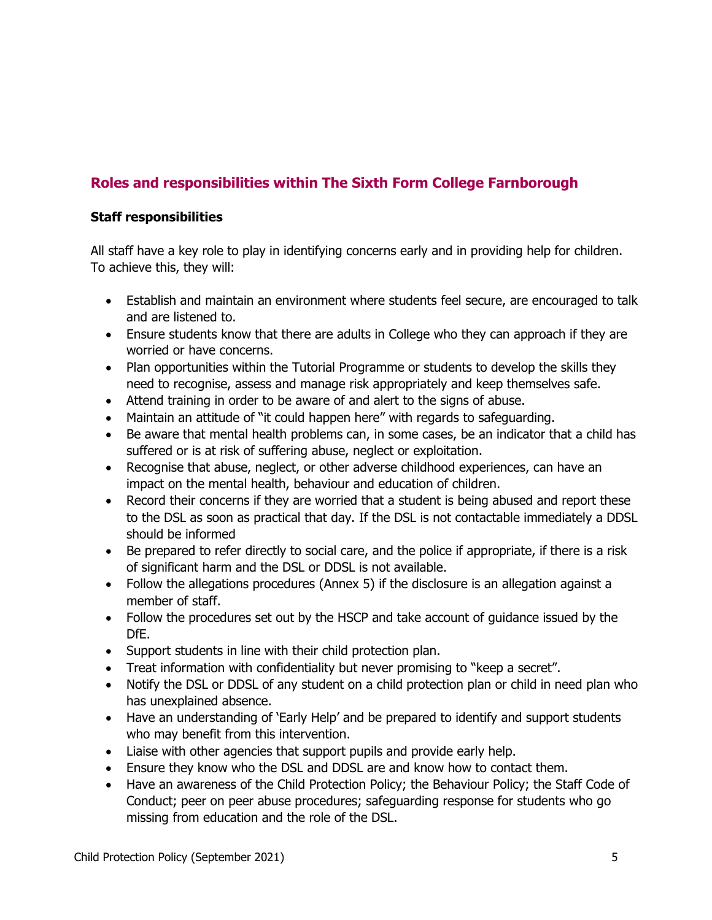## Roles and responsibilities within The Sixth Form College Farnborough

### Staff responsibilities

All staff have a key role to play in identifying concerns early and in providing help for children. To achieve this, they will:

- Establish and maintain an environment where students feel secure, are encouraged to talk and are listened to.
- Ensure students know that there are adults in College who they can approach if they are worried or have concerns.
- Plan opportunities within the Tutorial Programme or students to develop the skills they need to recognise, assess and manage risk appropriately and keep themselves safe.
- Attend training in order to be aware of and alert to the signs of abuse.
- Maintain an attitude of "it could happen here" with regards to safeguarding.
- Be aware that mental health problems can, in some cases, be an indicator that a child has suffered or is at risk of suffering abuse, neglect or exploitation.
- Recognise that abuse, neglect, or other adverse childhood experiences, can have an impact on the mental health, behaviour and education of children.
- Record their concerns if they are worried that a student is being abused and report these to the DSL as soon as practical that day. If the DSL is not contactable immediately a DDSL should be informed
- Be prepared to refer directly to social care, and the police if appropriate, if there is a risk of significant harm and the DSL or DDSL is not available.
- Follow the allegations procedures (Annex 5) if the disclosure is an allegation against a member of staff.
- Follow the procedures set out by the HSCP and take account of guidance issued by the DfE.
- Support students in line with their child protection plan.
- Treat information with confidentiality but never promising to "keep a secret".
- Notify the DSL or DDSL of any student on a child protection plan or child in need plan who has unexplained absence.
- Have an understanding of 'Early Help' and be prepared to identify and support students who may benefit from this intervention.
- Liaise with other agencies that support pupils and provide early help.
- Ensure they know who the DSL and DDSL are and know how to contact them.
- Have an awareness of the Child Protection Policy; the Behaviour Policy; the Staff Code of Conduct; peer on peer abuse procedures; safeguarding response for students who go missing from education and the role of the DSL.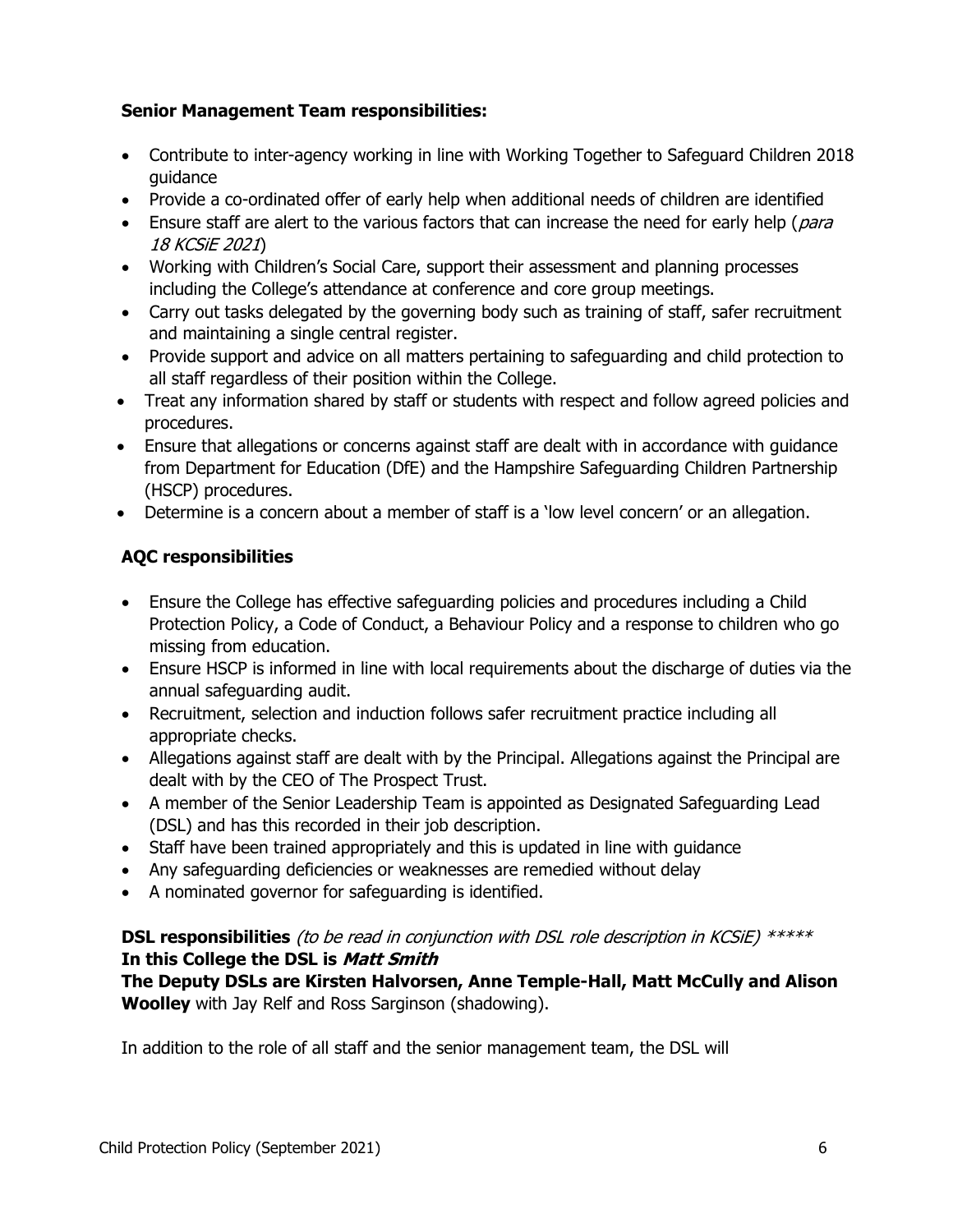**Senior Management Team responsibilities:**

- Contribute to inter-agency working in line with Working Together to Safeguard Children 2018 guidance
- Provide a co-ordinated offer of early help when additional needs of children are identified
- Ensure staff are alert to the various factors that can increase the need for early help (*para 18 KCSiE 2021*)
- Working with Children's Social Care, support their assessment and planning processes including the College's attendance at conference and core group meetings.
- Carry out tasks delegated by the governing body such as training of staff, safer recruitment and maintaining a single central register.
- Provide support and advice on all matters pertaining to safeguarding and child protection to all staff regardless of their position within the College.
- Treat any information shared by staff or students with respect and follow agreed policies and procedures.
- Ensure that allegations or concerns against staff are dealt with in accordance with guidance from Department for Education (DfE) and the Hampshire Safeguarding Children Partnership (HSCP) procedures.
- Determine is a concern about a member of staff is a 'low level concern' or an allegation.

**AQC responsibilities**

- Ensure the College has effective safeguarding policies and procedures including a Child Protection Policy, a Code of Conduct, a Behaviour Policy and a response to children who go missing from education.
- Ensure HSCP is informed in line with local requirements about the discharge of duties via the annual safeguarding audit.
- Recruitment, selection and induction follows safer recruitment practice including all appropriate checks.
- Allegations against staff are dealt with by the Principal. Allegations against the Principal are dealt with by the CEO of The Prospect Trust.
- A member of the Senior Leadership Team is appointed as Designated Safeguarding Lead (DSL) and has this recorded in their job description.
- Staff have been trained appropriately and this is updated in line with guidance
- Any safeguarding deficiencies or weaknesses are remedied without delay
- A nominated governor for safeguarding is identified.

**DSL responsibilities** *(to be read in conjunction with DSL role description in KCSiE) *****
**In this College the DSL is *Matt Smith***
**The Deputy DSLs are Kirsten Halvorsen, Anne Temple-Hall, Matt McCully and Alison Woolley** with Jay Relf and Ross Sarginson (shadowing).

In addition to the role of all staff and the senior management team, the DSL will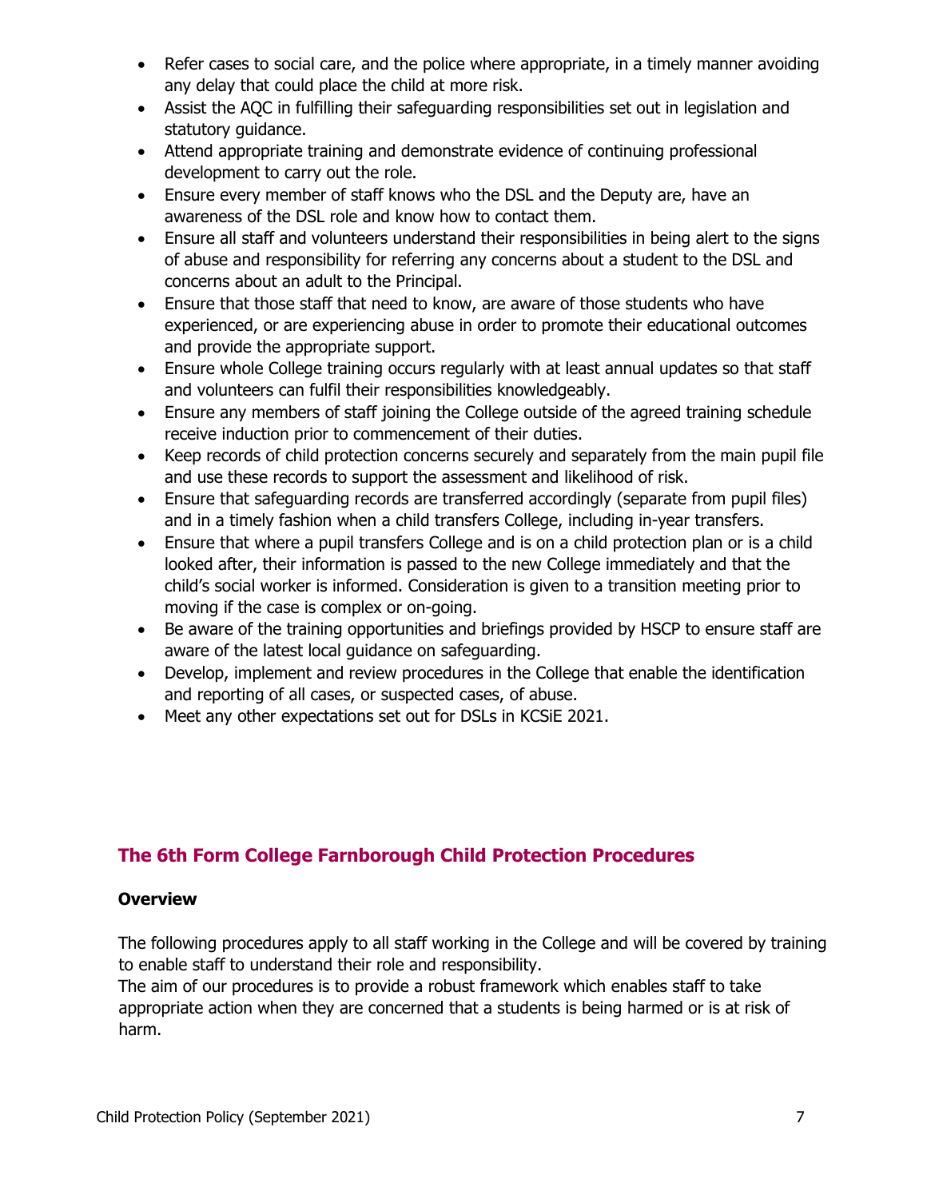- Refer cases to social care, and the police where appropriate, in a timely manner avoiding any delay that could place the child at more risk.
- Assist the AQC in fulfilling their safeguarding responsibilities set out in legislation and statutory guidance.
- Attend appropriate training and demonstrate evidence of continuing professional development to carry out the role.
- Ensure every member of staff knows who the DSL and the Deputy are, have an awareness of the DSL role and know how to contact them.
- Ensure all staff and volunteers understand their responsibilities in being alert to the signs of abuse and responsibility for referring any concerns about a student to the DSL and concerns about an adult to the Principal.
- Ensure that those staff that need to know, are aware of those students who have experienced, or are experiencing abuse in order to promote their educational outcomes and provide the appropriate support.
- Ensure whole College training occurs regularly with at least annual updates so that staff and volunteers can fulfil their responsibilities knowledgeably.
- Ensure any members of staff joining the College outside of the agreed training schedule receive induction prior to commencement of their duties.
- Keep records of child protection concerns securely and separately from the main pupil file and use these records to support the assessment and likelihood of risk.
- Ensure that safeguarding records are transferred accordingly (separate from pupil files) and in a timely fashion when a child transfers College, including in-year transfers.
- Ensure that where a pupil transfers College and is on a child protection plan or is a child looked after, their information is passed to the new College immediately and that the child's social worker is informed. Consideration is given to a transition meeting prior to moving if the case is complex or on-going.
- Be aware of the training opportunities and briefings provided by HSCP to ensure staff are aware of the latest local guidance on safeguarding.
- Develop, implement and review procedures in the College that enable the identification and reporting of all cases, or suspected cases, of abuse.
- Meet any other expectations set out for DSLs in KCSiE 2021.

## The 6th Form College Farnborough Child Protection Procedures

### Overview

The following procedures apply to all staff working in the College and will be covered by training to enable staff to understand their role and responsibility.
The aim of our procedures is to provide a robust framework which enables staff to take appropriate action when they are concerned that a students is being harmed or is at risk of harm.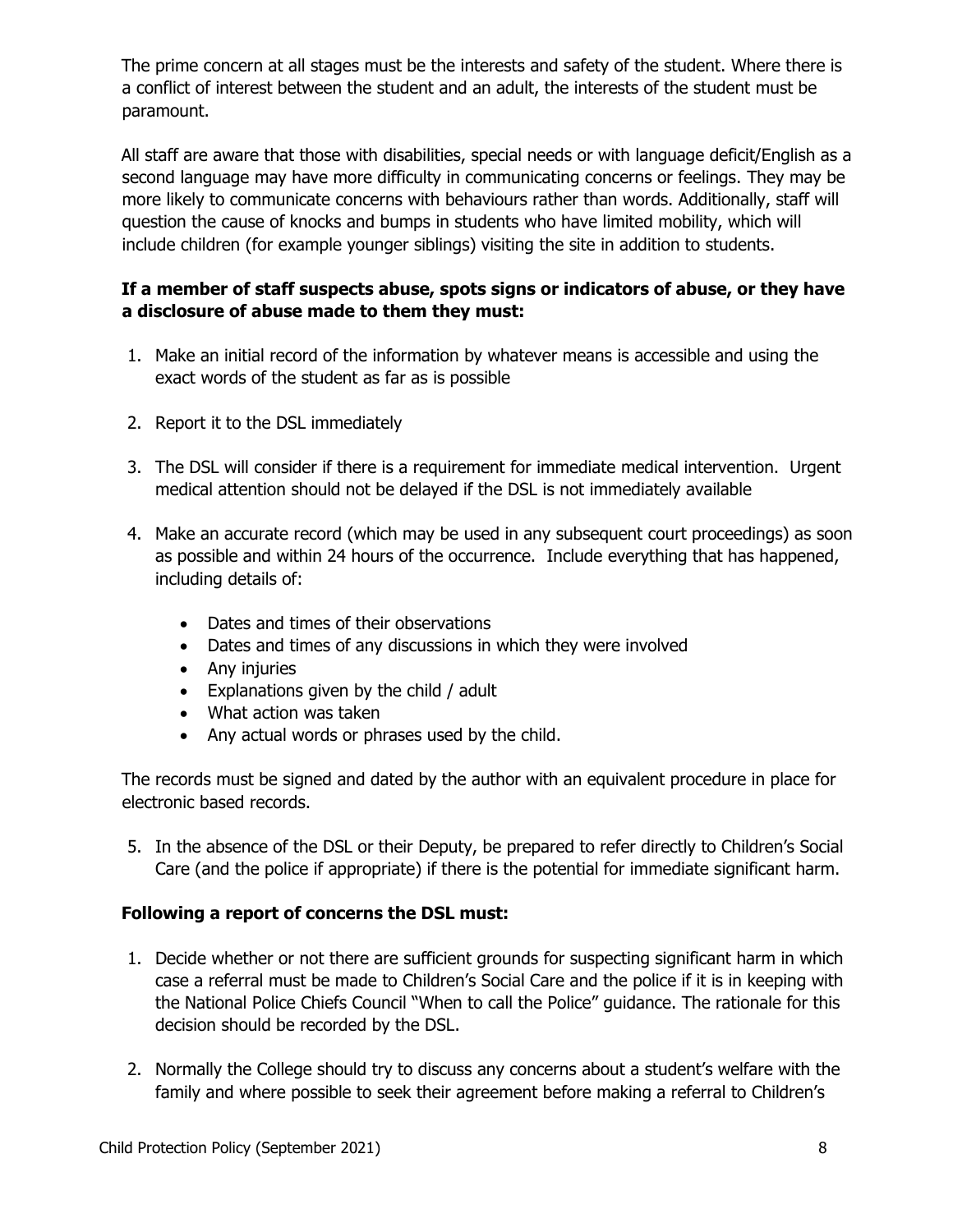The prime concern at all stages must be the interests and safety of the student. Where there is a conflict of interest between the student and an adult, the interests of the student must be paramount.

All staff are aware that those with disabilities, special needs or with language deficit/English as a second language may have more difficulty in communicating concerns or feelings. They may be more likely to communicate concerns with behaviours rather than words. Additionally, staff will question the cause of knocks and bumps in students who have limited mobility, which will include children (for example younger siblings) visiting the site in addition to students.

**If a member of staff suspects abuse, spots signs or indicators of abuse, or they have a disclosure of abuse made to them they must:**

1. Make an initial record of the information by whatever means is accessible and using the exact words of the student as far as is possible
2. Report it to the DSL immediately
3. The DSL will consider if there is a requirement for immediate medical intervention. Urgent medical attention should not be delayed if the DSL is not immediately available
4. Make an accurate record (which may be used in any subsequent court proceedings) as soon as possible and within 24 hours of the occurrence. Include everything that has happened, including details of:
    - Dates and times of their observations
    - Dates and times of any discussions in which they were involved
    - Any injuries
    - Explanations given by the child / adult
    - What action was taken
    - Any actual words or phrases used by the child.

The records must be signed and dated by the author with an equivalent procedure in place for electronic based records.

5. In the absence of the DSL or their Deputy, be prepared to refer directly to Children's Social Care (and the police if appropriate) if there is the potential for immediate significant harm.

**Following a report of concerns the DSL must:**

1. Decide whether or not there are sufficient grounds for suspecting significant harm in which case a referral must be made to Children's Social Care and the police if it is in keeping with the National Police Chiefs Council "When to call the Police" guidance. The rationale for this decision should be recorded by the DSL.
2. Normally the College should try to discuss any concerns about a student's welfare with the family and where possible to seek their agreement before making a referral to Children's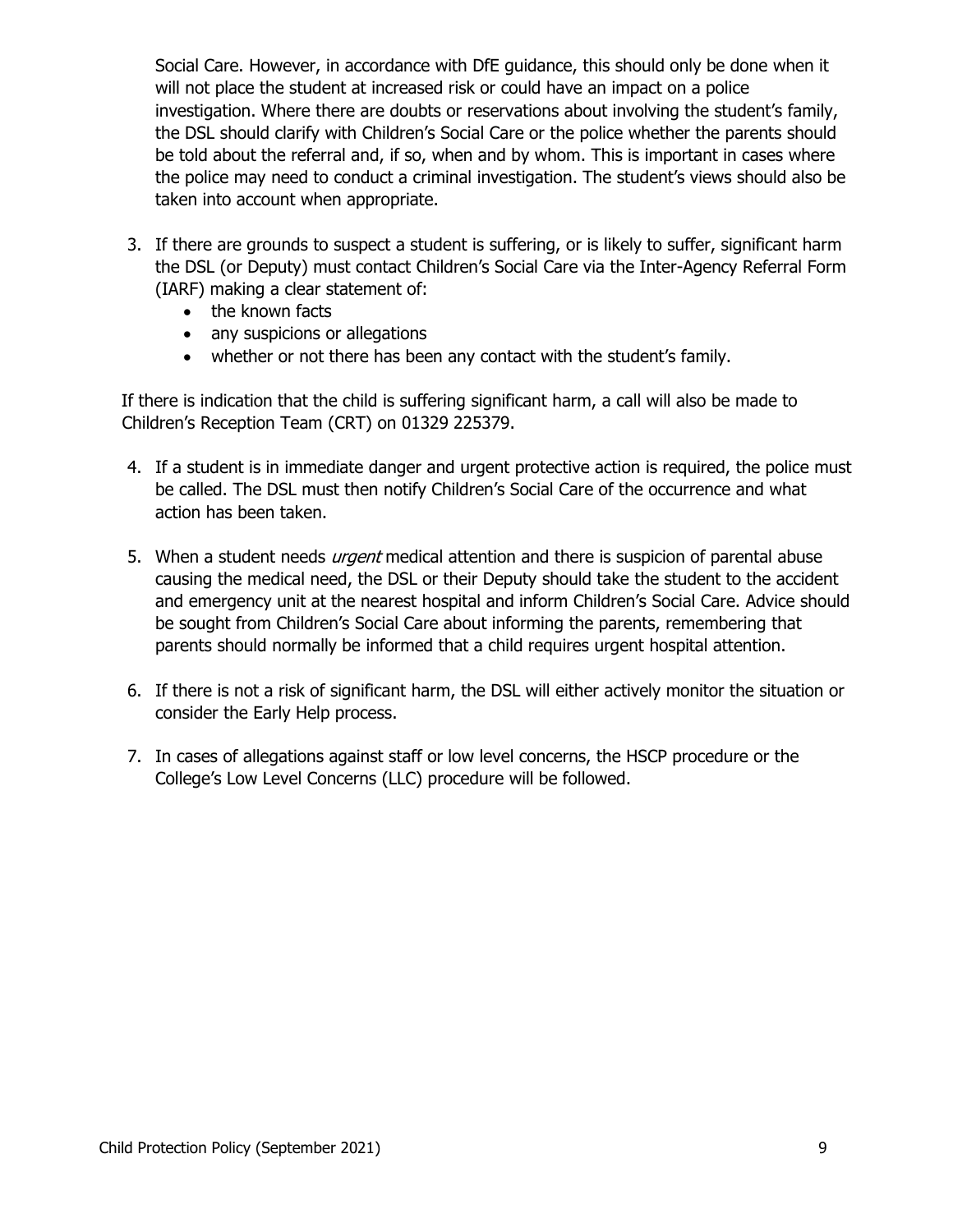Social Care. However, in accordance with DfE guidance, this should only be done when it will not place the student at increased risk or could have an impact on a police investigation. Where there are doubts or reservations about involving the student's family, the DSL should clarify with Children's Social Care or the police whether the parents should be told about the referral and, if so, when and by whom. This is important in cases where the police may need to conduct a criminal investigation. The student's views should also be taken into account when appropriate.

3. If there are grounds to suspect a student is suffering, or is likely to suffer, significant harm the DSL (or Deputy) must contact Children's Social Care via the Inter-Agency Referral Form (IARF) making a clear statement of:
   - the known facts
   - any suspicions or allegations
   - whether or not there has been any contact with the student's family.

If there is indication that the child is suffering significant harm, a call will also be made to Children's Reception Team (CRT) on 01329 225379.

4. If a student is in immediate danger and urgent protective action is required, the police must be called. The DSL must then notify Children's Social Care of the occurrence and what action has been taken.

5. When a student needs *urgent* medical attention and there is suspicion of parental abuse causing the medical need, the DSL or their Deputy should take the student to the accident and emergency unit at the nearest hospital and inform Children's Social Care. Advice should be sought from Children's Social Care about informing the parents, remembering that parents should normally be informed that a child requires urgent hospital attention.

6. If there is not a risk of significant harm, the DSL will either actively monitor the situation or consider the Early Help process.

7. In cases of allegations against staff or low level concerns, the HSCP procedure or the College's Low Level Concerns (LLC) procedure will be followed.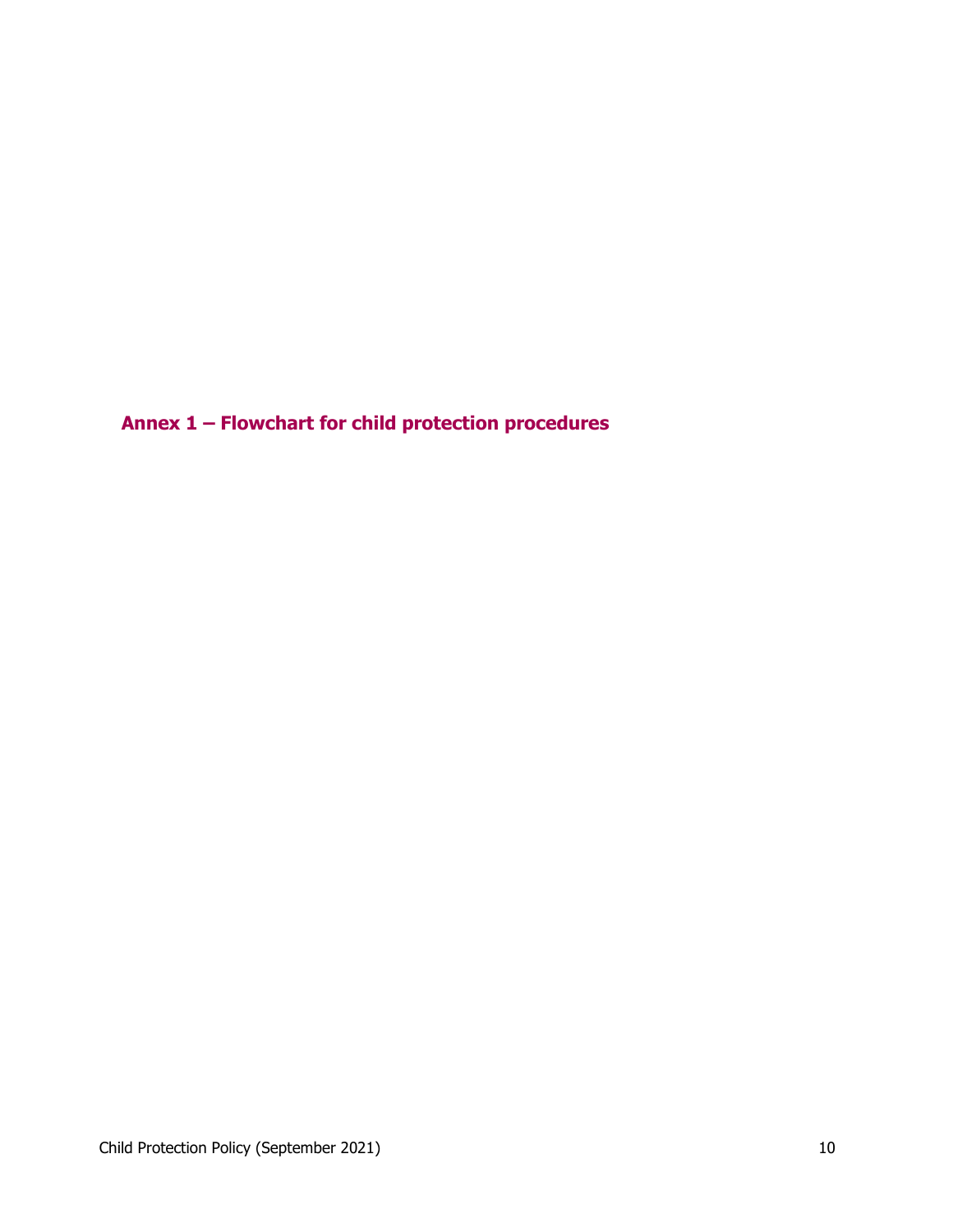## Annex 1 – Flowchart for child protection procedures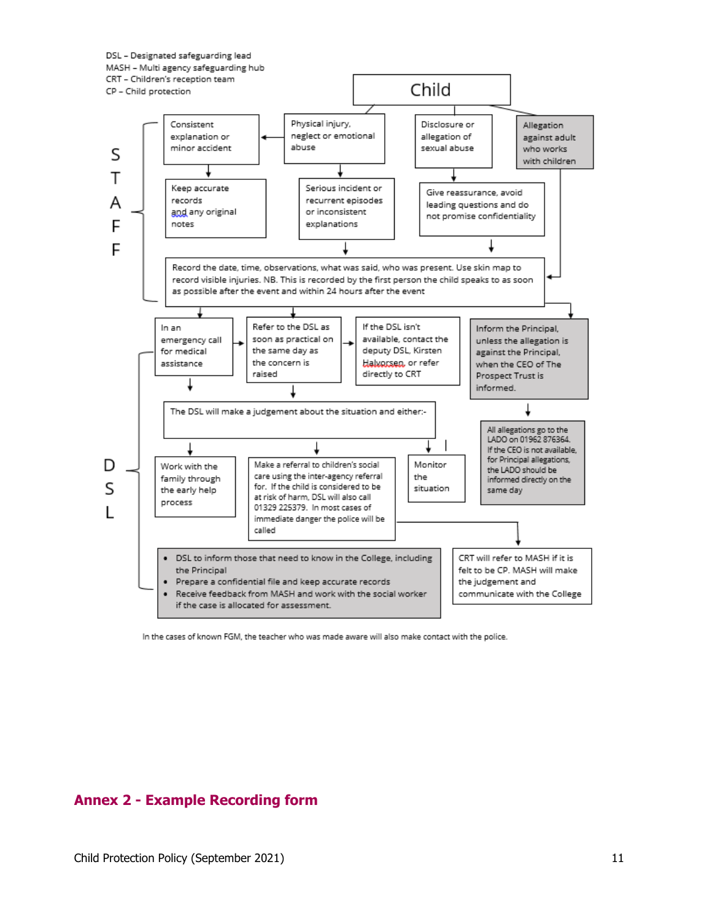DSL – Designated safeguarding lead
MASH – Multi agency safeguarding hub
CRT – Children's reception team
CP – Child protection

**Child**

**STAFF**

- Physical injury, neglect or emotional abuse
  - → Consistent explanation or minor accident → Keep accurate records and any original notes
  - → Serious incident or recurrent episodes or inconsistent explanations
- Disclosure or allegation of sexual abuse → Give reassurance, avoid leading questions and do not promise confidentiality
- Allegation against adult who works with children

Record the date, time, observations, what was said, who was present. Use skin map to record visible injuries. NB. This is recorded by the first person the child speaks to as soon as possible after the event and within 24 hours after the event

- In an emergency call for medical assistance
- Refer to the DSL as soon as practical on the same day as the concern is raised
- If the DSL isn't available, contact the deputy DSL, Kirsten Halvorsen, or refer directly to CRT
- Inform the Principal, unless the allegation is against the Principal, when the CEO of The Prospect Trust is informed.
  - All allegations go to the LADO on 01962 876364. If the CEO is not available, for Principal allegations, the LADO should be informed directly on the same day

**DSL**

The DSL will make a judgement about the situation and either:-

- Work with the family through the early help process
- Make a referral to children's social care using the inter-agency referral for. If the child is considered to be at risk of harm, DSL will also call 01329 225379. In most cases of immediate danger the police will be called
  - CRT will refer to MASH if it is felt to be CP. MASH will make the judgement and communicate with the College
- Monitor the situation

- DSL to inform those that need to know in the College, including the Principal
- Prepare a confidential file and keep accurate records
- Receive feedback from MASH and work with the social worker if the case is allocated for assessment.

In the cases of known FGM, the teacher who was made aware will also make contact with the police.

## Annex 2 - Example Recording form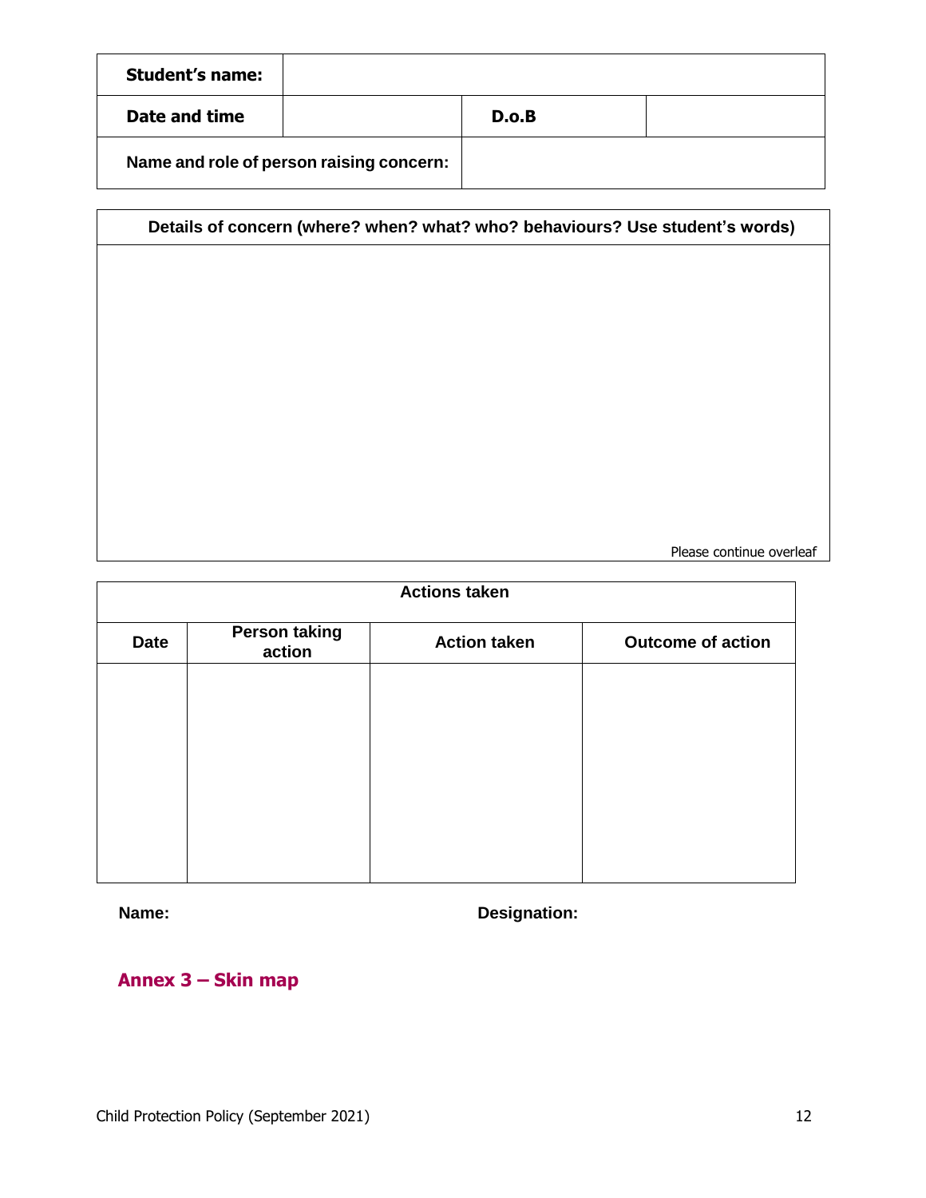| **Student's name:** | | | |
|---|---|---|---|
| **Date and time** | | **D.o.B** | |
| **Name and role of person raising concern:** | | | |

| **Details of concern (where? when? what? who? behaviours? Use student's words)** |
|---|
| Please continue overleaf |

| **Actions taken** | | | |
|---|---|---|---|
| **Date** | **Person taking action** | **Action taken** | **Outcome of action** |
| | | | |

**Name:** **Designation:**

## Annex 3 – Skin map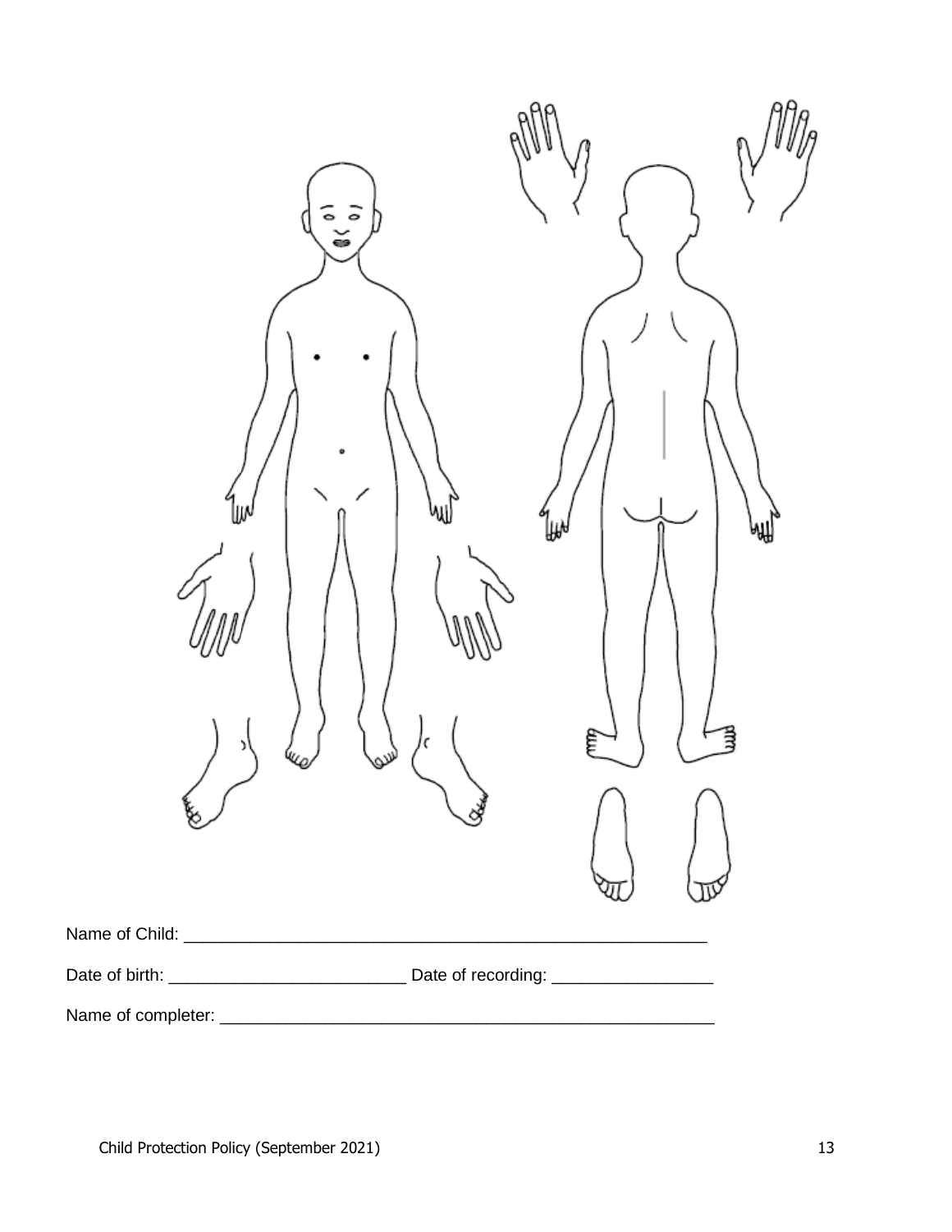Name of Child: ________________________________________________________

Date of birth: _________________________ Date of recording: _________________

Name of completer: ______________________________________________________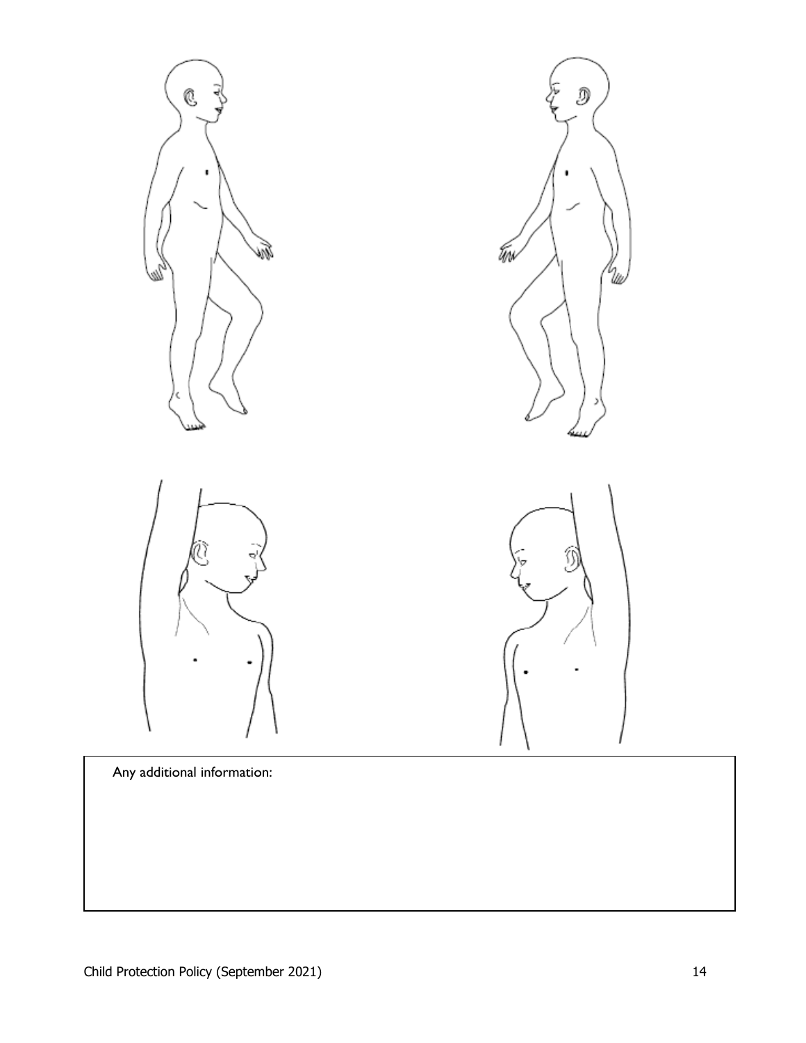Any additional information: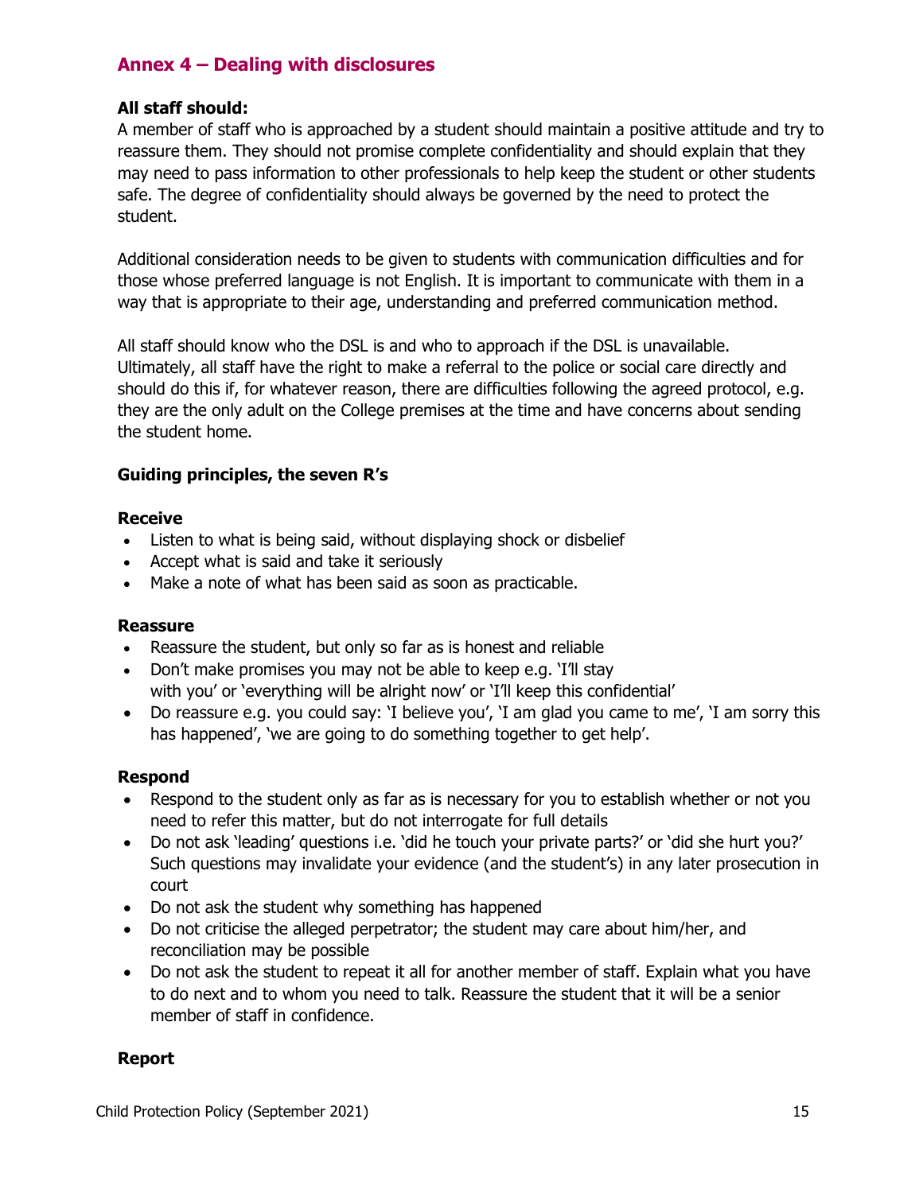## Annex 4 – Dealing with disclosures

**All staff should:**
A member of staff who is approached by a student should maintain a positive attitude and try to reassure them. They should not promise complete confidentiality and should explain that they may need to pass information to other professionals to help keep the student or other students safe. The degree of confidentiality should always be governed by the need to protect the student.

Additional consideration needs to be given to students with communication difficulties and for those whose preferred language is not English. It is important to communicate with them in a way that is appropriate to their age, understanding and preferred communication method.

All staff should know who the DSL is and who to approach if the DSL is unavailable. Ultimately, all staff have the right to make a referral to the police or social care directly and should do this if, for whatever reason, there are difficulties following the agreed protocol, e.g. they are the only adult on the College premises at the time and have concerns about sending the student home.

### Guiding principles, the seven R's

#### Receive

- Listen to what is being said, without displaying shock or disbelief
- Accept what is said and take it seriously
- Make a note of what has been said as soon as practicable.

#### Reassure

- Reassure the student, but only so far as is honest and reliable
- Don't make promises you may not be able to keep e.g. 'I'll stay with you' or 'everything will be alright now' or 'I'll keep this confidential'
- Do reassure e.g. you could say: 'I believe you', 'I am glad you came to me', 'I am sorry this has happened', 'we are going to do something together to get help'.

#### Respond

- Respond to the student only as far as is necessary for you to establish whether or not you need to refer this matter, but do not interrogate for full details
- Do not ask 'leading' questions i.e. 'did he touch your private parts?' or 'did she hurt you?' Such questions may invalidate your evidence (and the student's) in any later prosecution in court
- Do not ask the student why something has happened
- Do not criticise the alleged perpetrator; the student may care about him/her, and reconciliation may be possible
- Do not ask the student to repeat it all for another member of staff. Explain what you have to do next and to whom you need to talk. Reassure the student that it will be a senior member of staff in confidence.

#### Report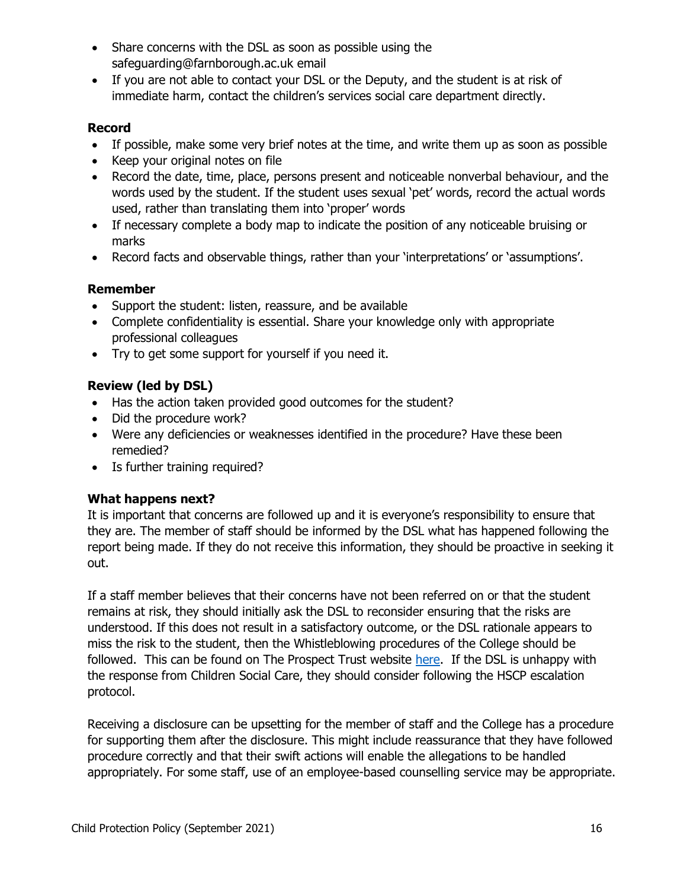- Share concerns with the DSL as soon as possible using the safeguarding@farnborough.ac.uk email
- If you are not able to contact your DSL or the Deputy, and the student is at risk of immediate harm, contact the children's services social care department directly.

**Record**

- If possible, make some very brief notes at the time, and write them up as soon as possible
- Keep your original notes on file
- Record the date, time, place, persons present and noticeable nonverbal behaviour, and the words used by the student. If the student uses sexual 'pet' words, record the actual words used, rather than translating them into 'proper' words
- If necessary complete a body map to indicate the position of any noticeable bruising or marks
- Record facts and observable things, rather than your 'interpretations' or 'assumptions'.

**Remember**

- Support the student: listen, reassure, and be available
- Complete confidentiality is essential. Share your knowledge only with appropriate professional colleagues
- Try to get some support for yourself if you need it.

**Review (led by DSL)**

- Has the action taken provided good outcomes for the student?
- Did the procedure work?
- Were any deficiencies or weaknesses identified in the procedure? Have these been remedied?
- Is further training required?

**What happens next?**

It is important that concerns are followed up and it is everyone's responsibility to ensure that they are. The member of staff should be informed by the DSL what has happened following the report being made. If they do not receive this information, they should be proactive in seeking it out.

If a staff member believes that their concerns have not been referred on or that the student remains at risk, they should initially ask the DSL to reconsider ensuring that the risks are understood. If this does not result in a satisfactory outcome, or the DSL rationale appears to miss the risk to the student, then the Whistleblowing procedures of the College should be followed. This can be found on The Prospect Trust website here. If the DSL is unhappy with the response from Children Social Care, they should consider following the HSCP escalation protocol.

Receiving a disclosure can be upsetting for the member of staff and the College has a procedure for supporting them after the disclosure. This might include reassurance that they have followed procedure correctly and that their swift actions will enable the allegations to be handled appropriately. For some staff, use of an employee-based counselling service may be appropriate.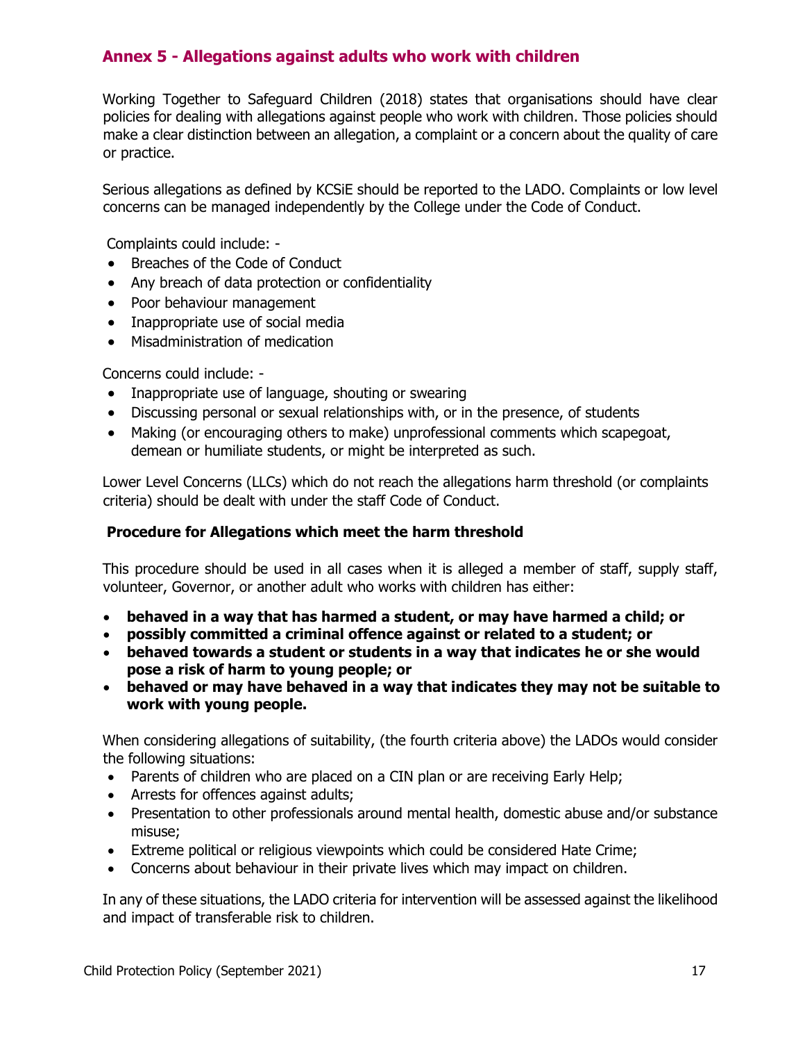## Annex 5 - Allegations against adults who work with children

Working Together to Safeguard Children (2018) states that organisations should have clear policies for dealing with allegations against people who work with children. Those policies should make a clear distinction between an allegation, a complaint or a concern about the quality of care or practice.

Serious allegations as defined by KCSiE should be reported to the LADO. Complaints or low level concerns can be managed independently by the College under the Code of Conduct.

Complaints could include: -

- Breaches of the Code of Conduct
- Any breach of data protection or confidentiality
- Poor behaviour management
- Inappropriate use of social media
- Misadministration of medication

Concerns could include: -

- Inappropriate use of language, shouting or swearing
- Discussing personal or sexual relationships with, or in the presence, of students
- Making (or encouraging others to make) unprofessional comments which scapegoat, demean or humiliate students, or might be interpreted as such.

Lower Level Concerns (LLCs) which do not reach the allegations harm threshold (or complaints criteria) should be dealt with under the staff Code of Conduct.

### Procedure for Allegations which meet the harm threshold

This procedure should be used in all cases when it is alleged a member of staff, supply staff, volunteer, Governor, or another adult who works with children has either:

- **behaved in a way that has harmed a student, or may have harmed a child; or**
- **possibly committed a criminal offence against or related to a student; or**
- **behaved towards a student or students in a way that indicates he or she would pose a risk of harm to young people; or**
- **behaved or may have behaved in a way that indicates they may not be suitable to work with young people.**

When considering allegations of suitability, (the fourth criteria above) the LADOs would consider the following situations:

- Parents of children who are placed on a CIN plan or are receiving Early Help;
- Arrests for offences against adults;
- Presentation to other professionals around mental health, domestic abuse and/or substance misuse;
- Extreme political or religious viewpoints which could be considered Hate Crime;
- Concerns about behaviour in their private lives which may impact on children.

In any of these situations, the LADO criteria for intervention will be assessed against the likelihood and impact of transferable risk to children.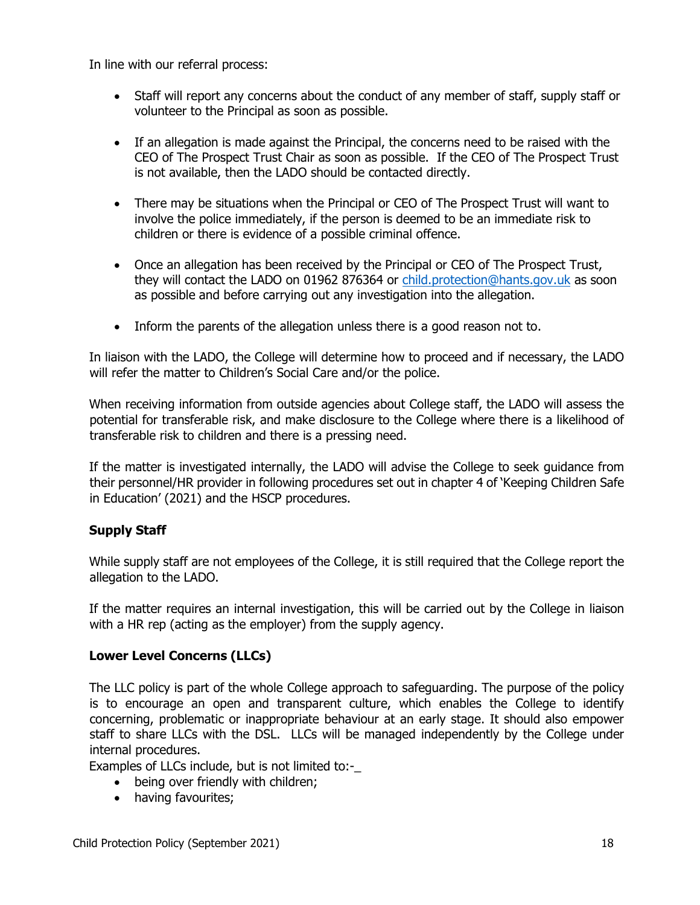In line with our referral process:

- Staff will report any concerns about the conduct of any member of staff, supply staff or volunteer to the Principal as soon as possible.

- If an allegation is made against the Principal, the concerns need to be raised with the CEO of The Prospect Trust Chair as soon as possible. If the CEO of The Prospect Trust is not available, then the LADO should be contacted directly.

- There may be situations when the Principal or CEO of The Prospect Trust will want to involve the police immediately, if the person is deemed to be an immediate risk to children or there is evidence of a possible criminal offence.

- Once an allegation has been received by the Principal or CEO of The Prospect Trust, they will contact the LADO on 01962 876364 or [child.protection@hants.gov.uk](mailto:child.protection@hants.gov.uk) as soon as possible and before carrying out any investigation into the allegation.

- Inform the parents of the allegation unless there is a good reason not to.

In liaison with the LADO, the College will determine how to proceed and if necessary, the LADO will refer the matter to Children's Social Care and/or the police.

When receiving information from outside agencies about College staff, the LADO will assess the potential for transferable risk, and make disclosure to the College where there is a likelihood of transferable risk to children and there is a pressing need.

If the matter is investigated internally, the LADO will advise the College to seek guidance from their personnel/HR provider in following procedures set out in chapter 4 of 'Keeping Children Safe in Education' (2021) and the HSCP procedures.

### Supply Staff

While supply staff are not employees of the College, it is still required that the College report the allegation to the LADO.

If the matter requires an internal investigation, this will be carried out by the College in liaison with a HR rep (acting as the employer) from the supply agency.

### Lower Level Concerns (LLCs)

The LLC policy is part of the whole College approach to safeguarding. The purpose of the policy is to encourage an open and transparent culture, which enables the College to identify concerning, problematic or inappropriate behaviour at an early stage. It should also empower staff to share LLCs with the DSL. LLCs will be managed independently by the College under internal procedures.

Examples of LLCs include, but is not limited to:-_

- being over friendly with children;
- having favourites;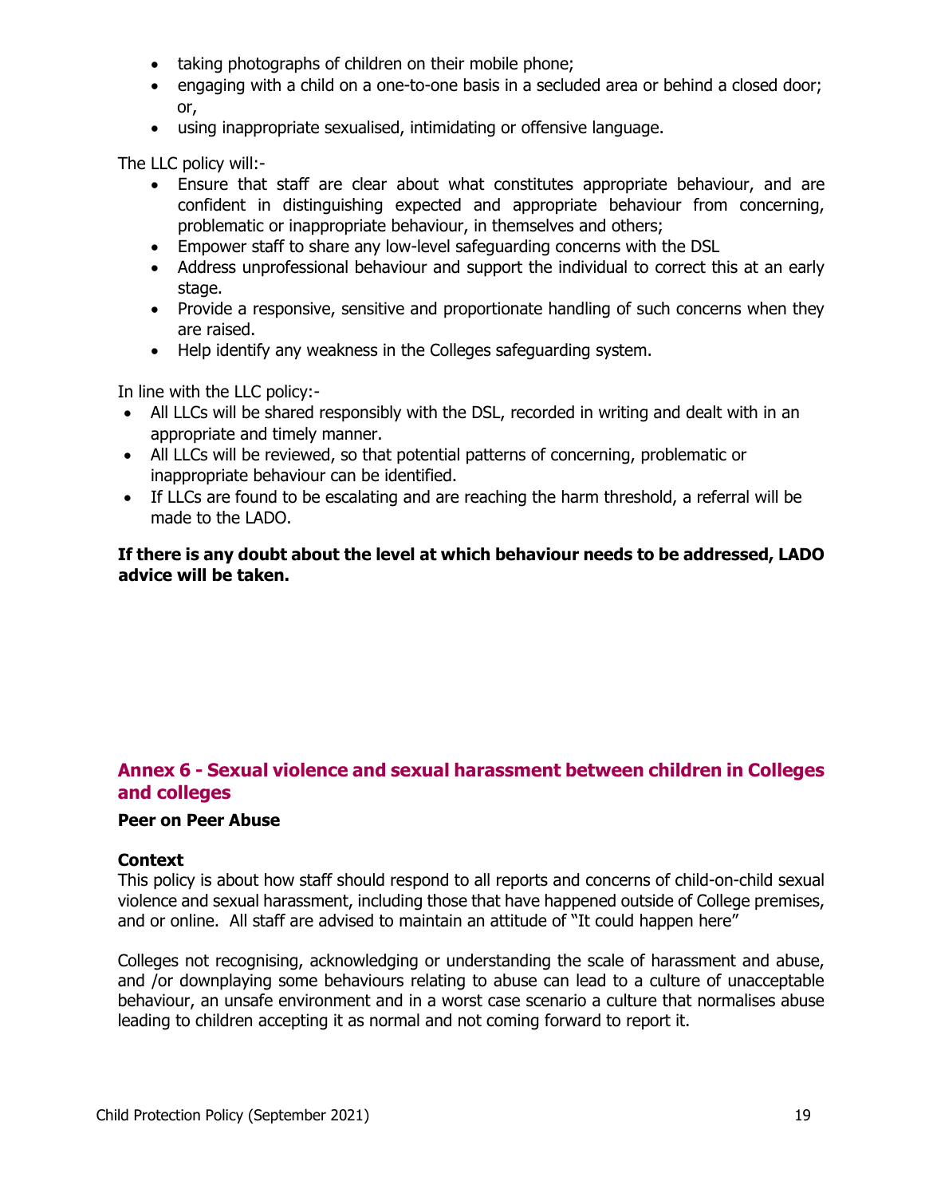- taking photographs of children on their mobile phone;
- engaging with a child on a one-to-one basis in a secluded area or behind a closed door; or,
- using inappropriate sexualised, intimidating or offensive language.

The LLC policy will:-

- Ensure that staff are clear about what constitutes appropriate behaviour, and are confident in distinguishing expected and appropriate behaviour from concerning, problematic or inappropriate behaviour, in themselves and others;
- Empower staff to share any low-level safeguarding concerns with the DSL
- Address unprofessional behaviour and support the individual to correct this at an early stage.
- Provide a responsive, sensitive and proportionate handling of such concerns when they are raised.
- Help identify any weakness in the Colleges safeguarding system.

In line with the LLC policy:-

- All LLCs will be shared responsibly with the DSL, recorded in writing and dealt with in an appropriate and timely manner.
- All LLCs will be reviewed, so that potential patterns of concerning, problematic or inappropriate behaviour can be identified.
- If LLCs are found to be escalating and are reaching the harm threshold, a referral will be made to the LADO.

**If there is any doubt about the level at which behaviour needs to be addressed, LADO advice will be taken.**

## Annex 6 - Sexual violence and sexual harassment between children in Colleges and colleges

**Peer on Peer Abuse**

**Context**

This policy is about how staff should respond to all reports and concerns of child-on-child sexual violence and sexual harassment, including those that have happened outside of College premises, and or online. All staff are advised to maintain an attitude of "It could happen here"

Colleges not recognising, acknowledging or understanding the scale of harassment and abuse, and /or downplaying some behaviours relating to abuse can lead to a culture of unacceptable behaviour, an unsafe environment and in a worst case scenario a culture that normalises abuse leading to children accepting it as normal and not coming forward to report it.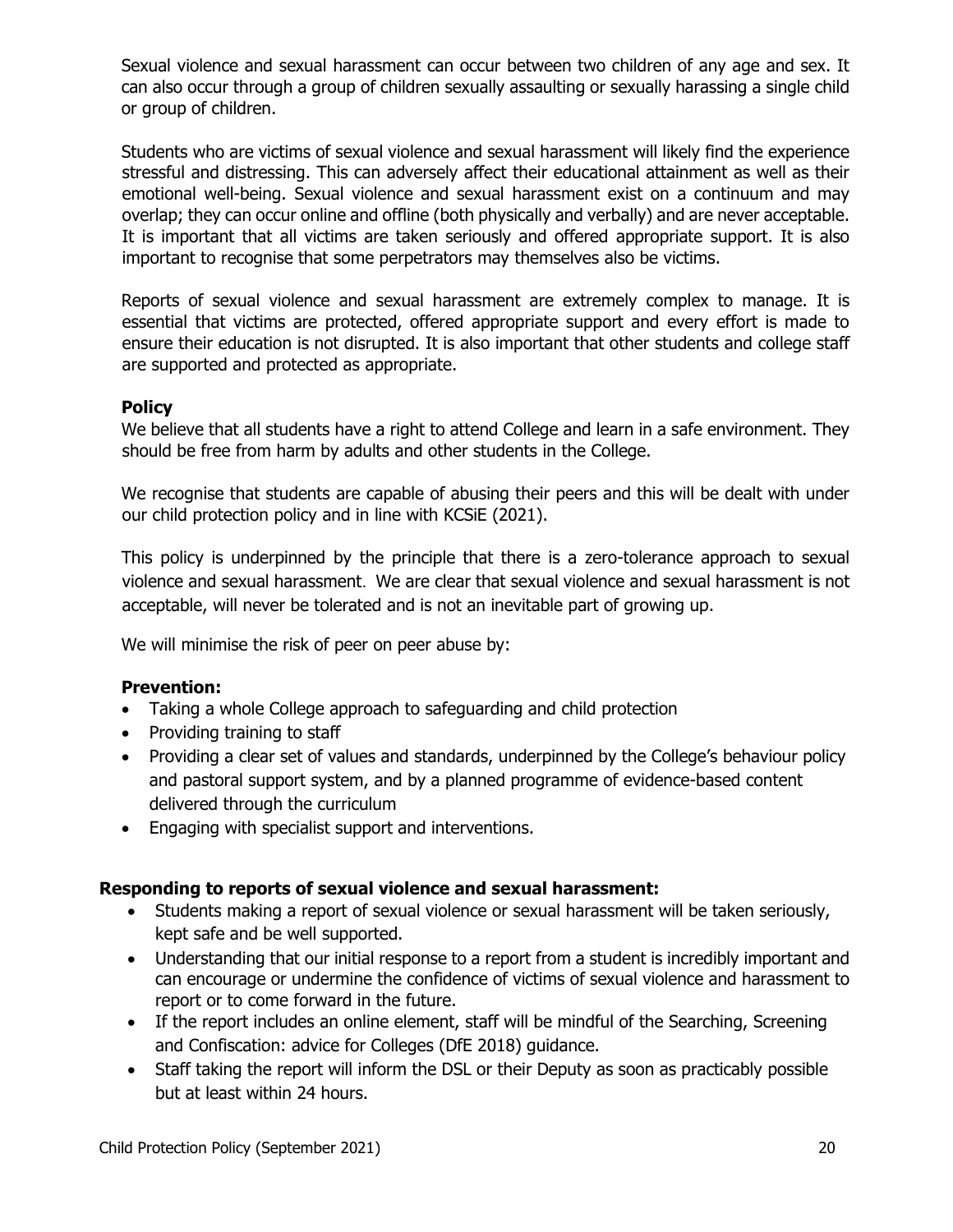Sexual violence and sexual harassment can occur between two children of any age and sex. It can also occur through a group of children sexually assaulting or sexually harassing a single child or group of children.

Students who are victims of sexual violence and sexual harassment will likely find the experience stressful and distressing. This can adversely affect their educational attainment as well as their emotional well-being. Sexual violence and sexual harassment exist on a continuum and may overlap; they can occur online and offline (both physically and verbally) and are never acceptable. It is important that all victims are taken seriously and offered appropriate support. It is also important to recognise that some perpetrators may themselves also be victims.

Reports of sexual violence and sexual harassment are extremely complex to manage. It is essential that victims are protected, offered appropriate support and every effort is made to ensure their education is not disrupted. It is also important that other students and college staff are supported and protected as appropriate.

**Policy**

We believe that all students have a right to attend College and learn in a safe environment. They should be free from harm by adults and other students in the College.

We recognise that students are capable of abusing their peers and this will be dealt with under our child protection policy and in line with KCSiE (2021).

This policy is underpinned by the principle that there is a zero-tolerance approach to sexual violence and sexual harassment. We are clear that sexual violence and sexual harassment is not acceptable, will never be tolerated and is not an inevitable part of growing up.

We will minimise the risk of peer on peer abuse by:

**Prevention:**

- Taking a whole College approach to safeguarding and child protection
- Providing training to staff
- Providing a clear set of values and standards, underpinned by the College's behaviour policy and pastoral support system, and by a planned programme of evidence-based content delivered through the curriculum
- Engaging with specialist support and interventions.

**Responding to reports of sexual violence and sexual harassment:**

- Students making a report of sexual violence or sexual harassment will be taken seriously, kept safe and be well supported.
- Understanding that our initial response to a report from a student is incredibly important and can encourage or undermine the confidence of victims of sexual violence and harassment to report or to come forward in the future.
- If the report includes an online element, staff will be mindful of the Searching, Screening and Confiscation: advice for Colleges (DfE 2018) guidance.
- Staff taking the report will inform the DSL or their Deputy as soon as practicably possible but at least within 24 hours.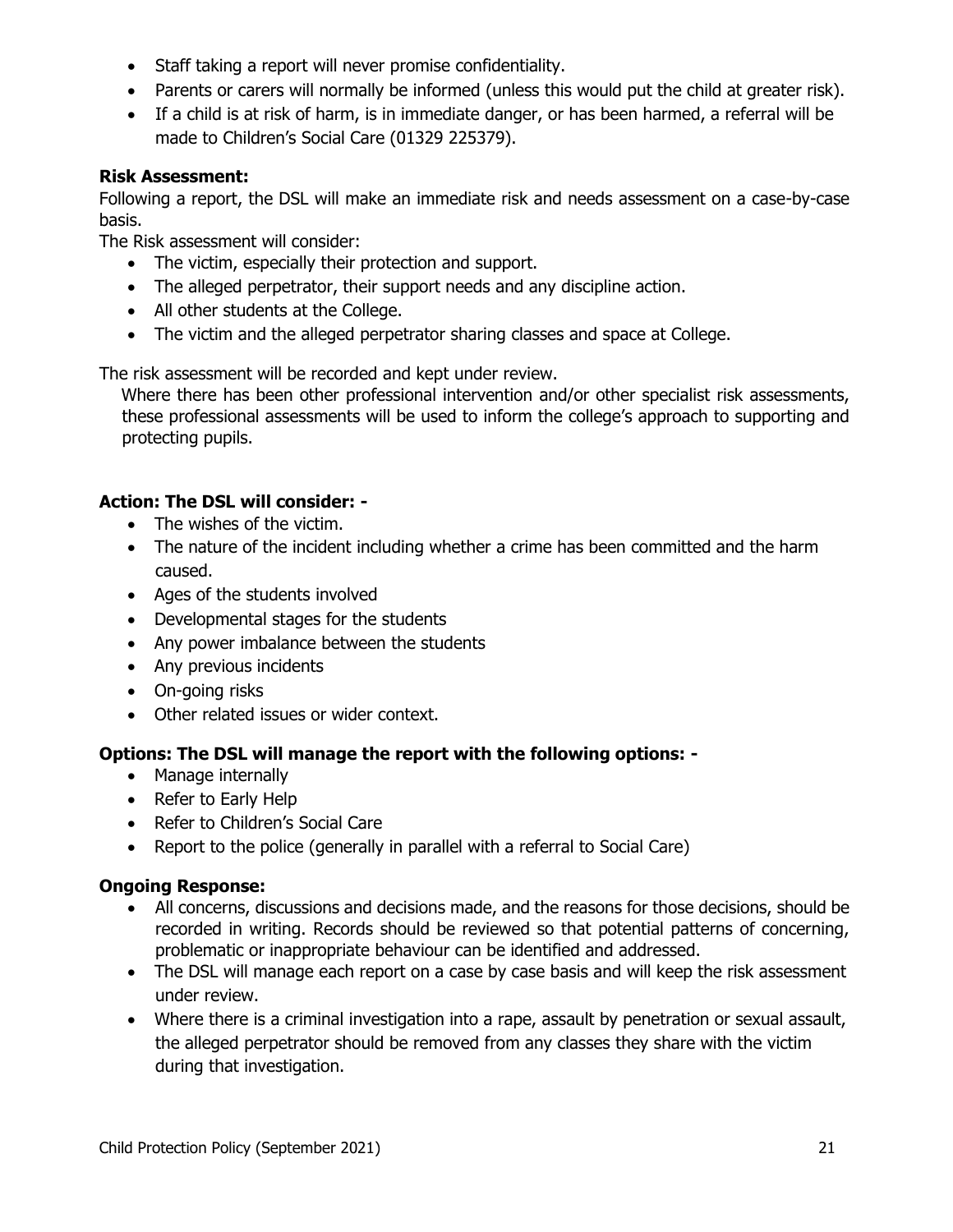- Staff taking a report will never promise confidentiality.
- Parents or carers will normally be informed (unless this would put the child at greater risk).
- If a child is at risk of harm, is in immediate danger, or has been harmed, a referral will be made to Children's Social Care (01329 225379).

**Risk Assessment:**

Following a report, the DSL will make an immediate risk and needs assessment on a case-by-case basis.

The Risk assessment will consider:

- The victim, especially their protection and support.
- The alleged perpetrator, their support needs and any discipline action.
- All other students at the College.
- The victim and the alleged perpetrator sharing classes and space at College.

The risk assessment will be recorded and kept under review.

Where there has been other professional intervention and/or other specialist risk assessments, these professional assessments will be used to inform the college's approach to supporting and protecting pupils.

**Action: The DSL will consider: -**

- The wishes of the victim.
- The nature of the incident including whether a crime has been committed and the harm caused.
- Ages of the students involved
- Developmental stages for the students
- Any power imbalance between the students
- Any previous incidents
- On-going risks
- Other related issues or wider context.

**Options: The DSL will manage the report with the following options: -**

- Manage internally
- Refer to Early Help
- Refer to Children's Social Care
- Report to the police (generally in parallel with a referral to Social Care)

**Ongoing Response:**

- All concerns, discussions and decisions made, and the reasons for those decisions, should be recorded in writing. Records should be reviewed so that potential patterns of concerning, problematic or inappropriate behaviour can be identified and addressed.
- The DSL will manage each report on a case by case basis and will keep the risk assessment under review.
- Where there is a criminal investigation into a rape, assault by penetration or sexual assault, the alleged perpetrator should be removed from any classes they share with the victim during that investigation.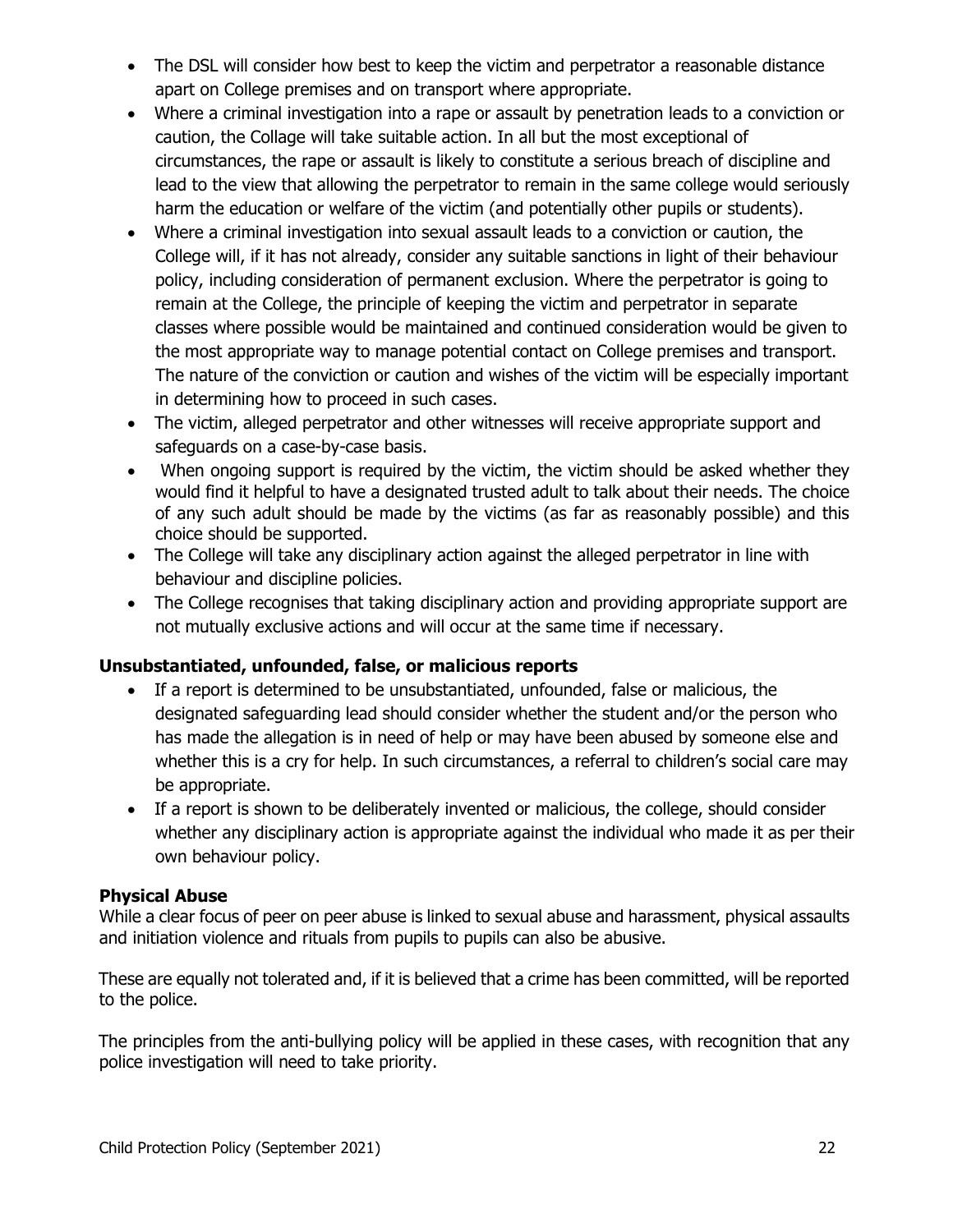- The DSL will consider how best to keep the victim and perpetrator a reasonable distance apart on College premises and on transport where appropriate.
- Where a criminal investigation into a rape or assault by penetration leads to a conviction or caution, the Collage will take suitable action. In all but the most exceptional of circumstances, the rape or assault is likely to constitute a serious breach of discipline and lead to the view that allowing the perpetrator to remain in the same college would seriously harm the education or welfare of the victim (and potentially other pupils or students).
- Where a criminal investigation into sexual assault leads to a conviction or caution, the College will, if it has not already, consider any suitable sanctions in light of their behaviour policy, including consideration of permanent exclusion. Where the perpetrator is going to remain at the College, the principle of keeping the victim and perpetrator in separate classes where possible would be maintained and continued consideration would be given to the most appropriate way to manage potential contact on College premises and transport. The nature of the conviction or caution and wishes of the victim will be especially important in determining how to proceed in such cases.
- The victim, alleged perpetrator and other witnesses will receive appropriate support and safeguards on a case-by-case basis.
- When ongoing support is required by the victim, the victim should be asked whether they would find it helpful to have a designated trusted adult to talk about their needs. The choice of any such adult should be made by the victims (as far as reasonably possible) and this choice should be supported.
- The College will take any disciplinary action against the alleged perpetrator in line with behaviour and discipline policies.
- The College recognises that taking disciplinary action and providing appropriate support are not mutually exclusive actions and will occur at the same time if necessary.

### Unsubstantiated, unfounded, false, or malicious reports

- If a report is determined to be unsubstantiated, unfounded, false or malicious, the designated safeguarding lead should consider whether the student and/or the person who has made the allegation is in need of help or may have been abused by someone else and whether this is a cry for help. In such circumstances, a referral to children's social care may be appropriate.
- If a report is shown to be deliberately invented or malicious, the college, should consider whether any disciplinary action is appropriate against the individual who made it as per their own behaviour policy.

### Physical Abuse

While a clear focus of peer on peer abuse is linked to sexual abuse and harassment, physical assaults and initiation violence and rituals from pupils to pupils can also be abusive.

These are equally not tolerated and, if it is believed that a crime has been committed, will be reported to the police.

The principles from the anti-bullying policy will be applied in these cases, with recognition that any police investigation will need to take priority.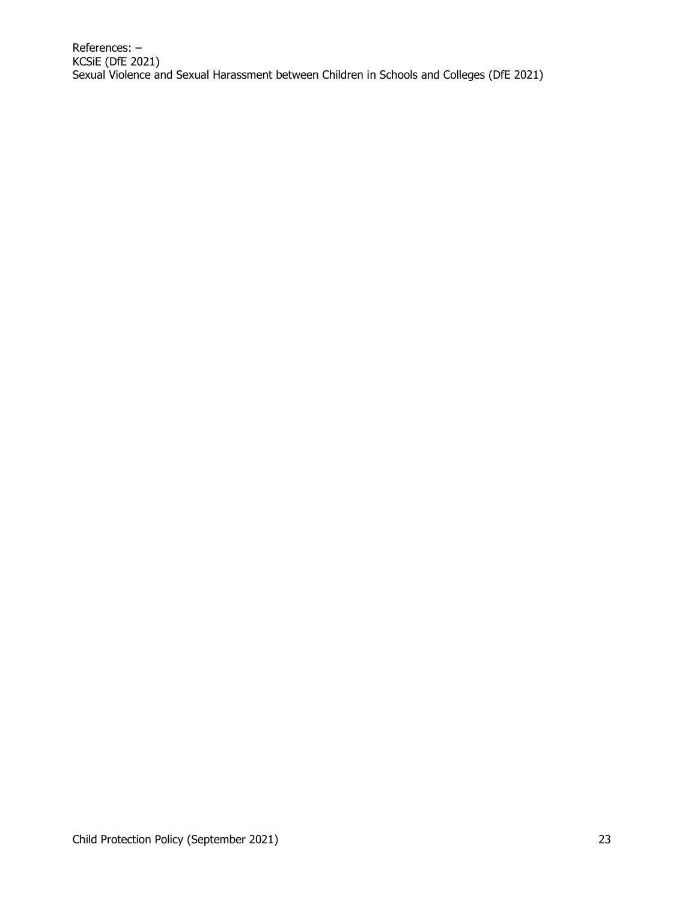References: –
KCSiE (DfE 2021)
Sexual Violence and Sexual Harassment between Children in Schools and Colleges (DfE 2021)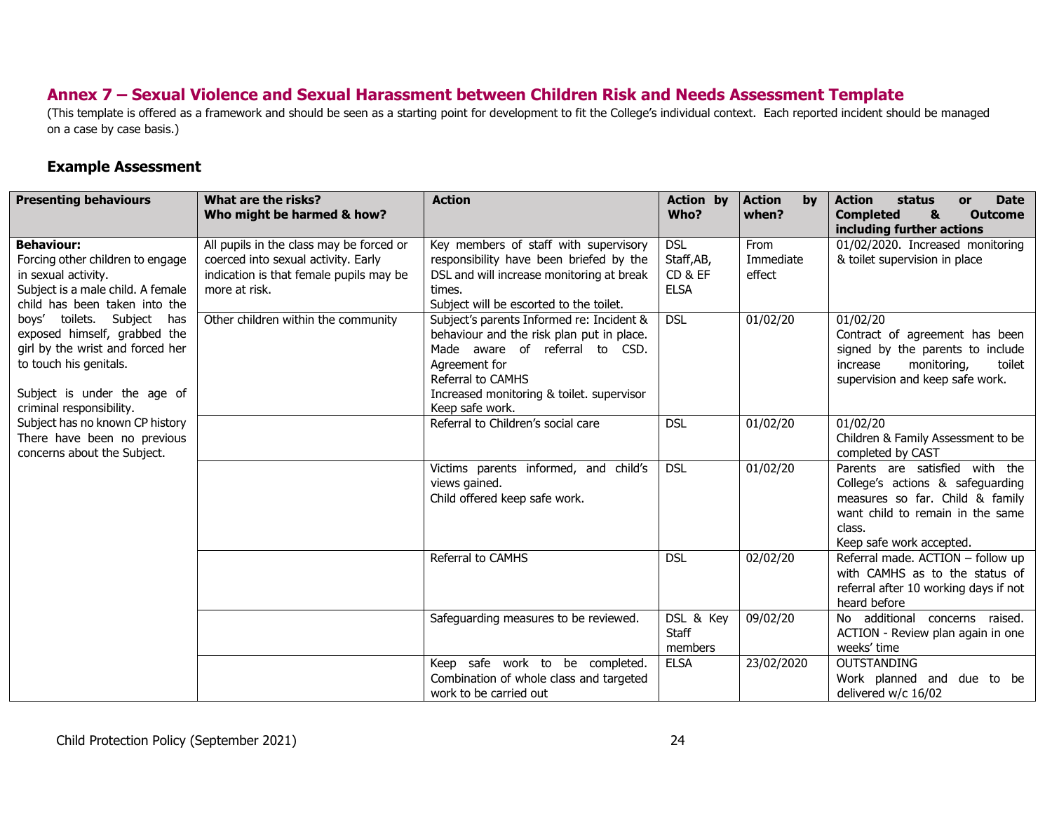## Annex 7 – Sexual Violence and Sexual Harassment between Children Risk and Needs Assessment Template

(This template is offered as a framework and should be seen as a starting point for development to fit the College's individual context. Each reported incident should be managed on a case by case basis.)

### Example Assessment

| Presenting behaviours | What are the risks? Who might be harmed & how? | Action | Action by Who? | Action by when? | Action status or Date Completed & Outcome including further actions |
|---|---|---|---|---|---|
| **Behaviour:** Forcing other children to engage in sexual activity. Subject is a male child. A female child has been taken into the boys' toilets. Subject has exposed himself, grabbed the girl by the wrist and forced her to touch his genitals. Subject is under the age of criminal responsibility. Subject has no known CP history There have been no previous concerns about the Subject. | All pupils in the class may be forced or coerced into sexual activity. Early indication is that female pupils may be more at risk. | Key members of staff with supervisory responsibility have been briefed by the DSL and will increase monitoring at break times. Subject will be escorted to the toilet. | DSL Staff,AB, CD & EF ELSA | From Immediate effect | 01/02/2020. Increased monitoring & toilet supervision in place |
| | Other children within the community | Subject's parents Informed re: Incident & behaviour and the risk plan put in place. Made aware of referral to CSD. Agreement for Referral to CAMHS Increased monitoring & toilet. supervisor Keep safe work. | DSL | 01/02/20 | 01/02/20 Contract of agreement has been signed by the parents to include increase monitoring, toilet supervision and keep safe work. |
| | | Referral to Children's social care | DSL | 01/02/20 | 01/02/20 Children & Family Assessment to be completed by CAST |
| | | Victims parents informed, and child's views gained. Child offered keep safe work. | DSL | 01/02/20 | Parents are satisfied with the College's actions & safeguarding measures so far. Child & family want child to remain in the same class. Keep safe work accepted. |
| | | Referral to CAMHS | DSL | 02/02/20 | Referral made. ACTION – follow up with CAMHS as to the status of referral after 10 working days if not heard before |
| | | Safeguarding measures to be reviewed. | DSL & Key Staff members | 09/02/20 | No additional concerns raised. ACTION - Review plan again in one weeks' time |
| | | Keep safe work to be completed. Combination of whole class and targeted work to be carried out | ELSA | 23/02/2020 | OUTSTANDING Work planned and due to be delivered w/c 16/02 |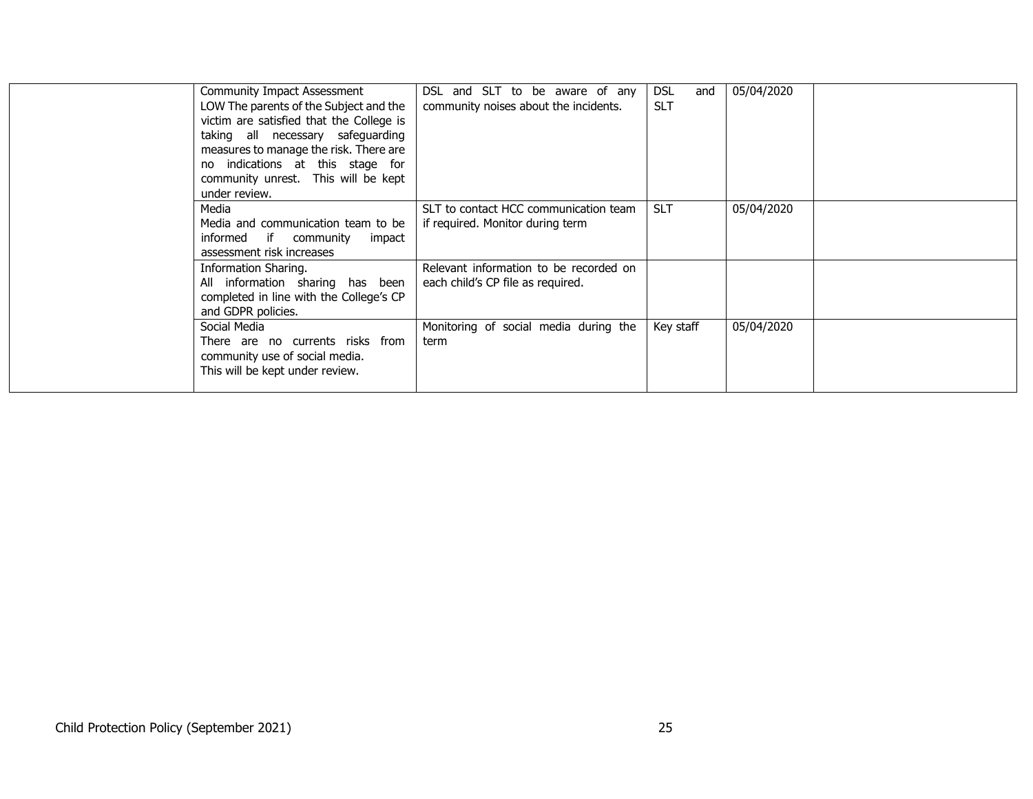| | | | | | |
|---|---|---|---|---|---|
| | Community Impact Assessment<br>LOW The parents of the Subject and the victim are satisfied that the College is taking all necessary safeguarding measures to manage the risk. There are no indications at this stage for community unrest. This will be kept under review. | DSL and SLT to be aware of any community noises about the incidents. | DSL and SLT | 05/04/2020 | |
| | Media<br>Media and communication team to be informed if community impact assessment risk increases | SLT to contact HCC communication team if required. Monitor during term | SLT | 05/04/2020 | |
| | Information Sharing.<br>All information sharing has been completed in line with the College's CP and GDPR policies. | Relevant information to be recorded on each child's CP file as required. | | | |
| | Social Media<br>There are no currents risks from community use of social media.<br>This will be kept under review. | Monitoring of social media during the term | Key staff | 05/04/2020 | |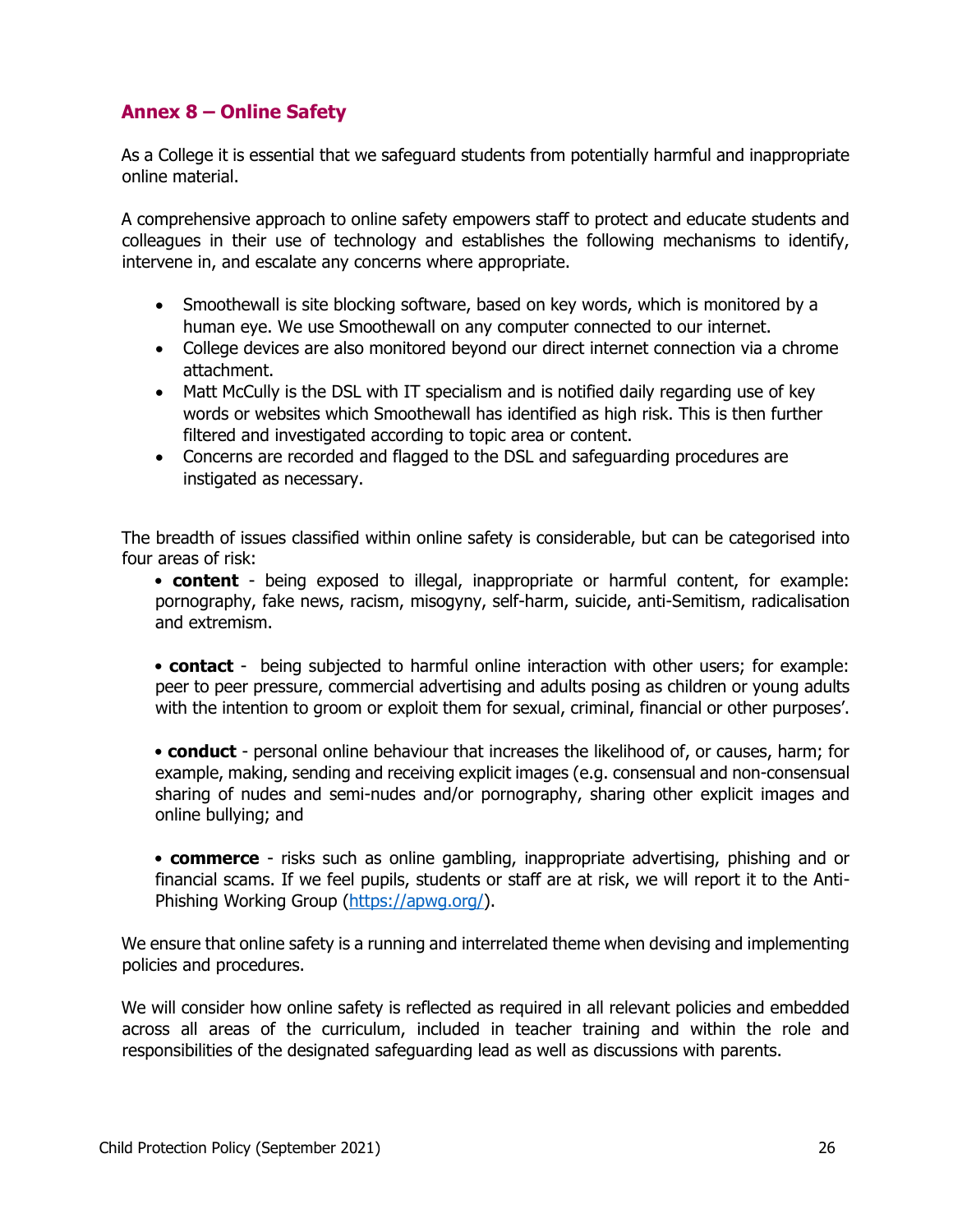## Annex 8 – Online Safety

As a College it is essential that we safeguard students from potentially harmful and inappropriate online material.

A comprehensive approach to online safety empowers staff to protect and educate students and colleagues in their use of technology and establishes the following mechanisms to identify, intervene in, and escalate any concerns where appropriate.

- Smoothewall is site blocking software, based on key words, which is monitored by a human eye. We use Smoothewall on any computer connected to our internet.
- College devices are also monitored beyond our direct internet connection via a chrome attachment.
- Matt McCully is the DSL with IT specialism and is notified daily regarding use of key words or websites which Smoothewall has identified as high risk. This is then further filtered and investigated according to topic area or content.
- Concerns are recorded and flagged to the DSL and safeguarding procedures are instigated as necessary.

The breadth of issues classified within online safety is considerable, but can be categorised into four areas of risk:

- **content** - being exposed to illegal, inappropriate or harmful content, for example: pornography, fake news, racism, misogyny, self-harm, suicide, anti-Semitism, radicalisation and extremism.

- **contact** - being subjected to harmful online interaction with other users; for example: peer to peer pressure, commercial advertising and adults posing as children or young adults with the intention to groom or exploit them for sexual, criminal, financial or other purposes'.

- **conduct** - personal online behaviour that increases the likelihood of, or causes, harm; for example, making, sending and receiving explicit images (e.g. consensual and non-consensual sharing of nudes and semi-nudes and/or pornography, sharing other explicit images and online bullying; and

- **commerce** - risks such as online gambling, inappropriate advertising, phishing and or financial scams. If we feel pupils, students or staff are at risk, we will report it to the Anti-Phishing Working Group (https://apwg.org/).

We ensure that online safety is a running and interrelated theme when devising and implementing policies and procedures.

We will consider how online safety is reflected as required in all relevant policies and embedded across all areas of the curriculum, included in teacher training and within the role and responsibilities of the designated safeguarding lead as well as discussions with parents.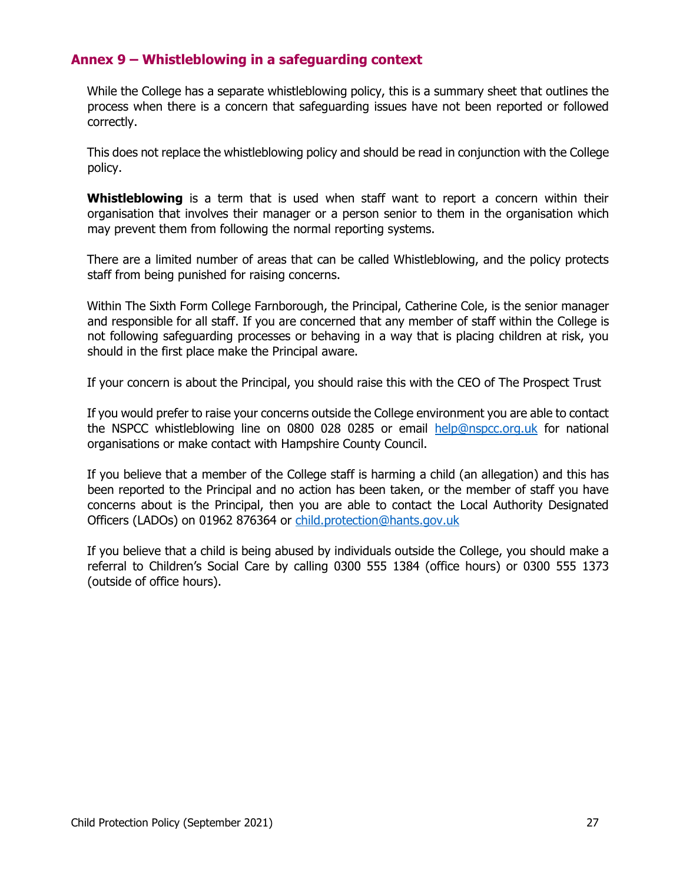## Annex 9 – Whistleblowing in a safeguarding context

While the College has a separate whistleblowing policy, this is a summary sheet that outlines the process when there is a concern that safeguarding issues have not been reported or followed correctly.

This does not replace the whistleblowing policy and should be read in conjunction with the College policy.

**Whistleblowing** is a term that is used when staff want to report a concern within their organisation that involves their manager or a person senior to them in the organisation which may prevent them from following the normal reporting systems.

There are a limited number of areas that can be called Whistleblowing, and the policy protects staff from being punished for raising concerns.

Within The Sixth Form College Farnborough, the Principal, Catherine Cole, is the senior manager and responsible for all staff. If you are concerned that any member of staff within the College is not following safeguarding processes or behaving in a way that is placing children at risk, you should in the first place make the Principal aware.

If your concern is about the Principal, you should raise this with the CEO of The Prospect Trust

If you would prefer to raise your concerns outside the College environment you are able to contact the NSPCC whistleblowing line on 0800 028 0285 or email help@nspcc.org.uk for national organisations or make contact with Hampshire County Council.

If you believe that a member of the College staff is harming a child (an allegation) and this has been reported to the Principal and no action has been taken, or the member of staff you have concerns about is the Principal, then you are able to contact the Local Authority Designated Officers (LADOs) on 01962 876364 or child.protection@hants.gov.uk

If you believe that a child is being abused by individuals outside the College, you should make a referral to Children's Social Care by calling 0300 555 1384 (office hours) or 0300 555 1373 (outside of office hours).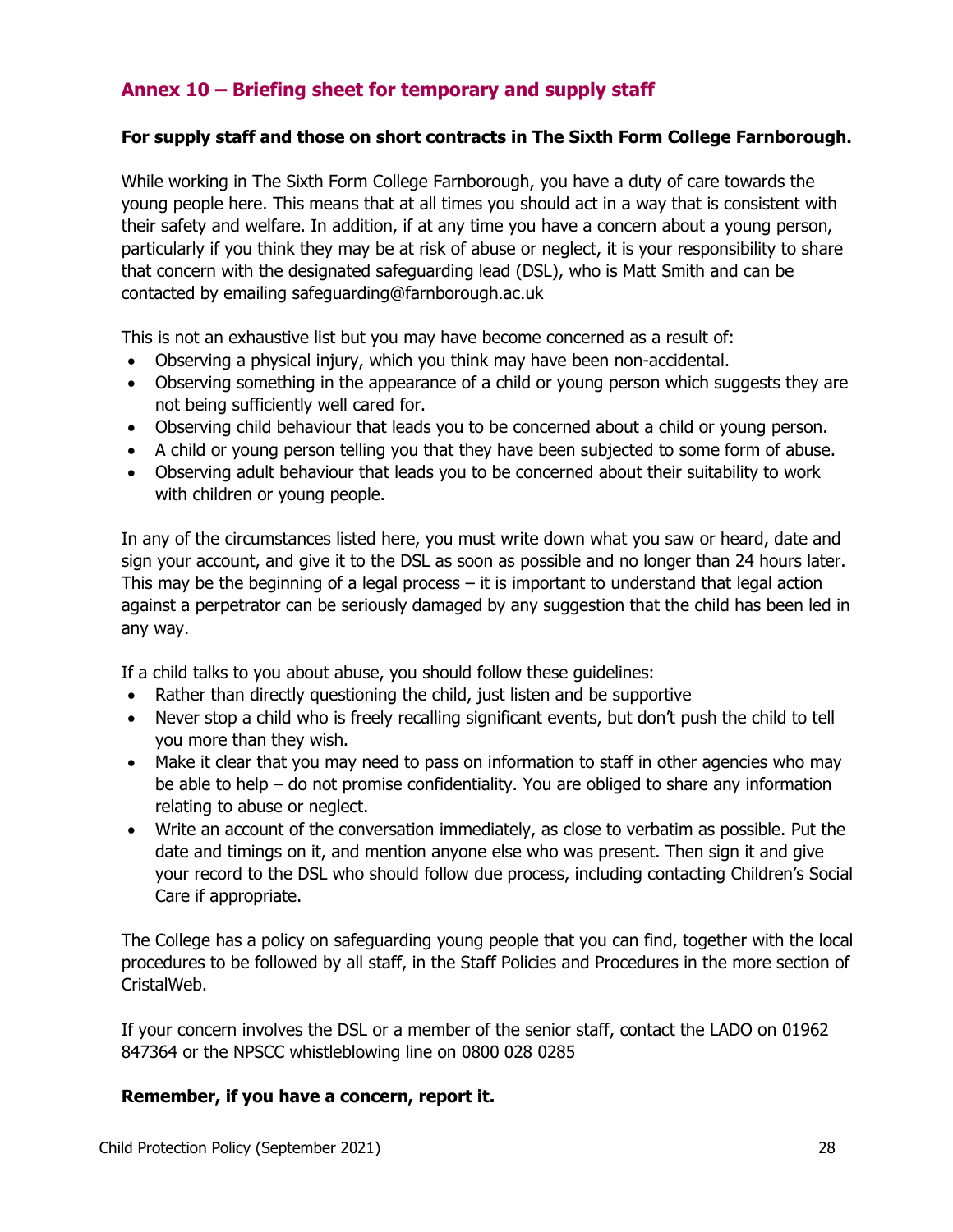## Annex 10 – Briefing sheet for temporary and supply staff

**For supply staff and those on short contracts in The Sixth Form College Farnborough.**

While working in The Sixth Form College Farnborough, you have a duty of care towards the young people here. This means that at all times you should act in a way that is consistent with their safety and welfare. In addition, if at any time you have a concern about a young person, particularly if you think they may be at risk of abuse or neglect, it is your responsibility to share that concern with the designated safeguarding lead (DSL), who is Matt Smith and can be contacted by emailing safeguarding@farnborough.ac.uk

This is not an exhaustive list but you may have become concerned as a result of:

- Observing a physical injury, which you think may have been non-accidental.
- Observing something in the appearance of a child or young person which suggests they are not being sufficiently well cared for.
- Observing child behaviour that leads you to be concerned about a child or young person.
- A child or young person telling you that they have been subjected to some form of abuse.
- Observing adult behaviour that leads you to be concerned about their suitability to work with children or young people.

In any of the circumstances listed here, you must write down what you saw or heard, date and sign your account, and give it to the DSL as soon as possible and no longer than 24 hours later. This may be the beginning of a legal process – it is important to understand that legal action against a perpetrator can be seriously damaged by any suggestion that the child has been led in any way.

If a child talks to you about abuse, you should follow these guidelines:

- Rather than directly questioning the child, just listen and be supportive
- Never stop a child who is freely recalling significant events, but don't push the child to tell you more than they wish.
- Make it clear that you may need to pass on information to staff in other agencies who may be able to help – do not promise confidentiality. You are obliged to share any information relating to abuse or neglect.
- Write an account of the conversation immediately, as close to verbatim as possible. Put the date and timings on it, and mention anyone else who was present. Then sign it and give your record to the DSL who should follow due process, including contacting Children's Social Care if appropriate.

The College has a policy on safeguarding young people that you can find, together with the local procedures to be followed by all staff, in the Staff Policies and Procedures in the more section of CristalWeb.

If your concern involves the DSL or a member of the senior staff, contact the LADO on 01962 847364 or the NPSCC whistleblowing line on 0800 028 0285

**Remember, if you have a concern, report it.**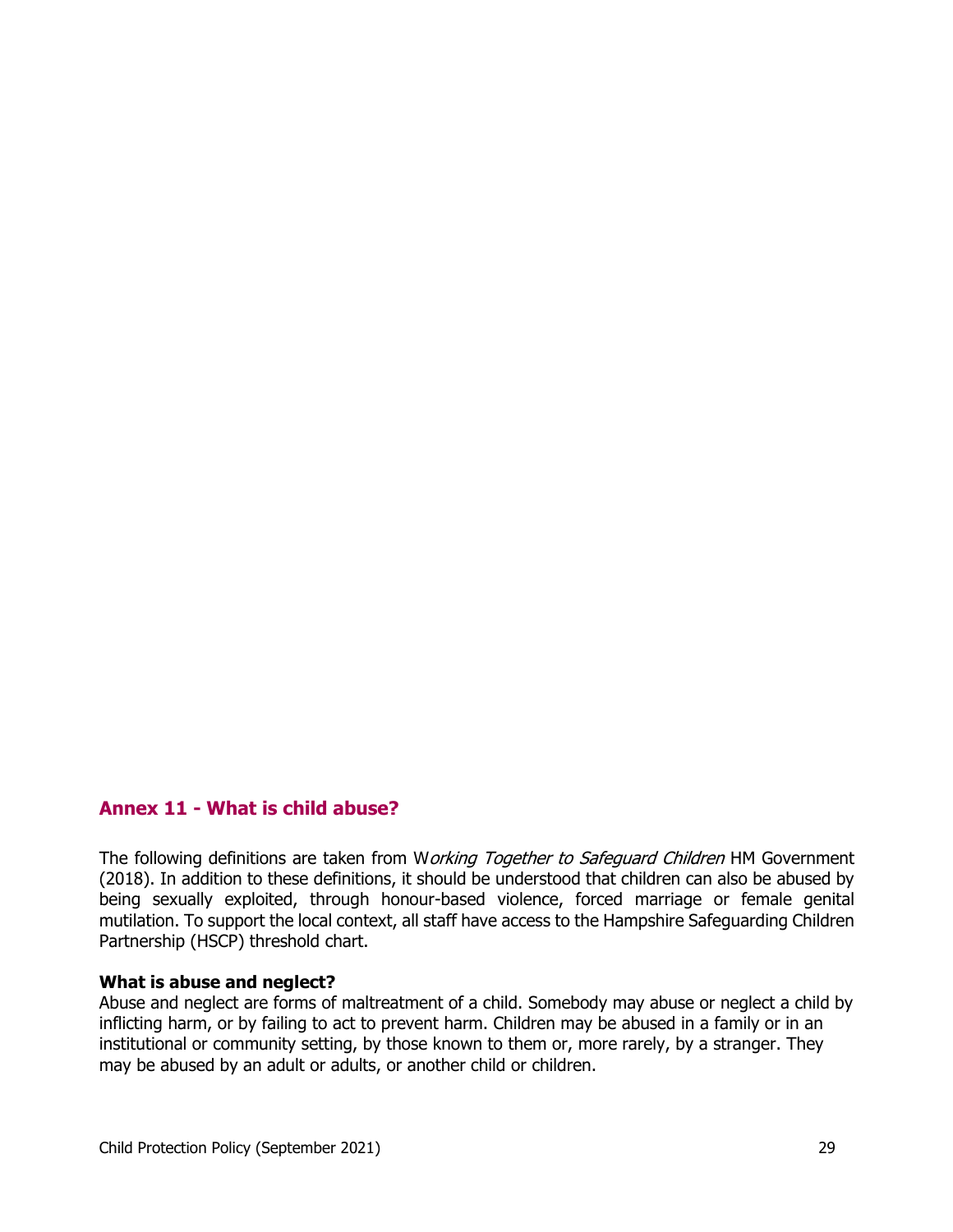## Annex 11 - What is child abuse?

The following definitions are taken from W*orking Together to Safeguard Children* HM Government (2018). In addition to these definitions, it should be understood that children can also be abused by being sexually exploited, through honour-based violence, forced marriage or female genital mutilation. To support the local context, all staff have access to the Hampshire Safeguarding Children Partnership (HSCP) threshold chart.

**What is abuse and neglect?**

Abuse and neglect are forms of maltreatment of a child. Somebody may abuse or neglect a child by inflicting harm, or by failing to act to prevent harm. Children may be abused in a family or in an institutional or community setting, by those known to them or, more rarely, by a stranger. They may be abused by an adult or adults, or another child or children.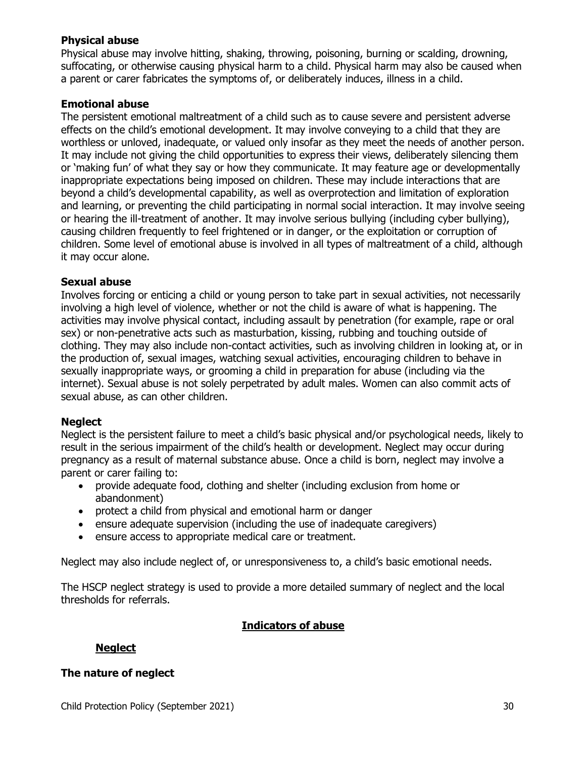**Physical abuse**

Physical abuse may involve hitting, shaking, throwing, poisoning, burning or scalding, drowning, suffocating, or otherwise causing physical harm to a child. Physical harm may also be caused when a parent or carer fabricates the symptoms of, or deliberately induces, illness in a child.

**Emotional abuse**

The persistent emotional maltreatment of a child such as to cause severe and persistent adverse effects on the child's emotional development. It may involve conveying to a child that they are worthless or unloved, inadequate, or valued only insofar as they meet the needs of another person. It may include not giving the child opportunities to express their views, deliberately silencing them or 'making fun' of what they say or how they communicate. It may feature age or developmentally inappropriate expectations being imposed on children. These may include interactions that are beyond a child's developmental capability, as well as overprotection and limitation of exploration and learning, or preventing the child participating in normal social interaction. It may involve seeing or hearing the ill-treatment of another. It may involve serious bullying (including cyber bullying), causing children frequently to feel frightened or in danger, or the exploitation or corruption of children. Some level of emotional abuse is involved in all types of maltreatment of a child, although it may occur alone.

**Sexual abuse**

Involves forcing or enticing a child or young person to take part in sexual activities, not necessarily involving a high level of violence, whether or not the child is aware of what is happening. The activities may involve physical contact, including assault by penetration (for example, rape or oral sex) or non-penetrative acts such as masturbation, kissing, rubbing and touching outside of clothing. They may also include non-contact activities, such as involving children in looking at, or in the production of, sexual images, watching sexual activities, encouraging children to behave in sexually inappropriate ways, or grooming a child in preparation for abuse (including via the internet). Sexual abuse is not solely perpetrated by adult males. Women can also commit acts of sexual abuse, as can other children.

**Neglect**

Neglect is the persistent failure to meet a child's basic physical and/or psychological needs, likely to result in the serious impairment of the child's health or development. Neglect may occur during pregnancy as a result of maternal substance abuse. Once a child is born, neglect may involve a parent or carer failing to:

- provide adequate food, clothing and shelter (including exclusion from home or abandonment)
- protect a child from physical and emotional harm or danger
- ensure adequate supervision (including the use of inadequate caregivers)
- ensure access to appropriate medical care or treatment.

Neglect may also include neglect of, or unresponsiveness to, a child's basic emotional needs.

The HSCP neglect strategy is used to provide a more detailed summary of neglect and the local thresholds for referrals.

## Indicators of abuse

### Neglect

**The nature of neglect**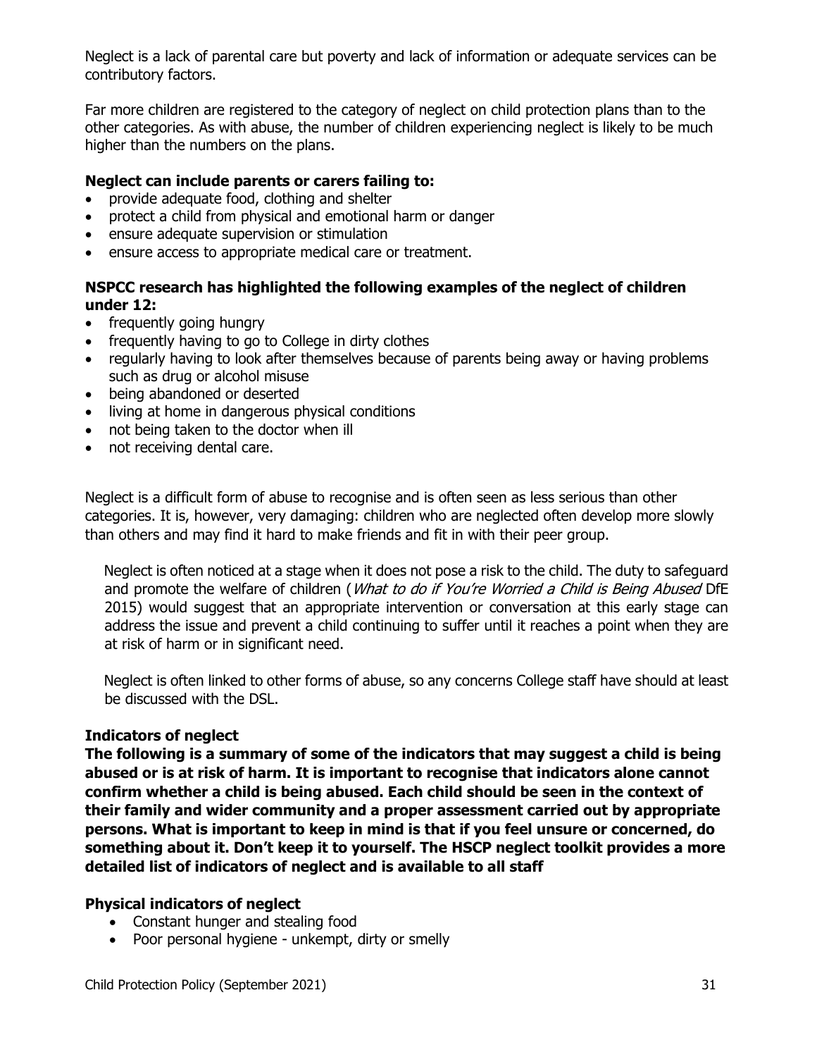Neglect is a lack of parental care but poverty and lack of information or adequate services can be contributory factors.

Far more children are registered to the category of neglect on child protection plans than to the other categories. As with abuse, the number of children experiencing neglect is likely to be much higher than the numbers on the plans.

**Neglect can include parents or carers failing to:**

- provide adequate food, clothing and shelter
- protect a child from physical and emotional harm or danger
- ensure adequate supervision or stimulation
- ensure access to appropriate medical care or treatment.

**NSPCC research has highlighted the following examples of the neglect of children under 12:**

- frequently going hungry
- frequently having to go to College in dirty clothes
- regularly having to look after themselves because of parents being away or having problems such as drug or alcohol misuse
- being abandoned or deserted
- living at home in dangerous physical conditions
- not being taken to the doctor when ill
- not receiving dental care.

Neglect is a difficult form of abuse to recognise and is often seen as less serious than other categories. It is, however, very damaging: children who are neglected often develop more slowly than others and may find it hard to make friends and fit in with their peer group.

Neglect is often noticed at a stage when it does not pose a risk to the child. The duty to safeguard and promote the welfare of children (*What to do if You're Worried a Child is Being Abused* DfE 2015) would suggest that an appropriate intervention or conversation at this early stage can address the issue and prevent a child continuing to suffer until it reaches a point when they are at risk of harm or in significant need.

Neglect is often linked to other forms of abuse, so any concerns College staff have should at least be discussed with the DSL.

**Indicators of neglect**

**The following is a summary of some of the indicators that may suggest a child is being abused or is at risk of harm. It is important to recognise that indicators alone cannot confirm whether a child is being abused. Each child should be seen in the context of their family and wider community and a proper assessment carried out by appropriate persons. What is important to keep in mind is that if you feel unsure or concerned, do something about it. Don't keep it to yourself. The HSCP neglect toolkit provides a more detailed list of indicators of neglect and is available to all staff**

**Physical indicators of neglect**

- Constant hunger and stealing food
- Poor personal hygiene - unkempt, dirty or smelly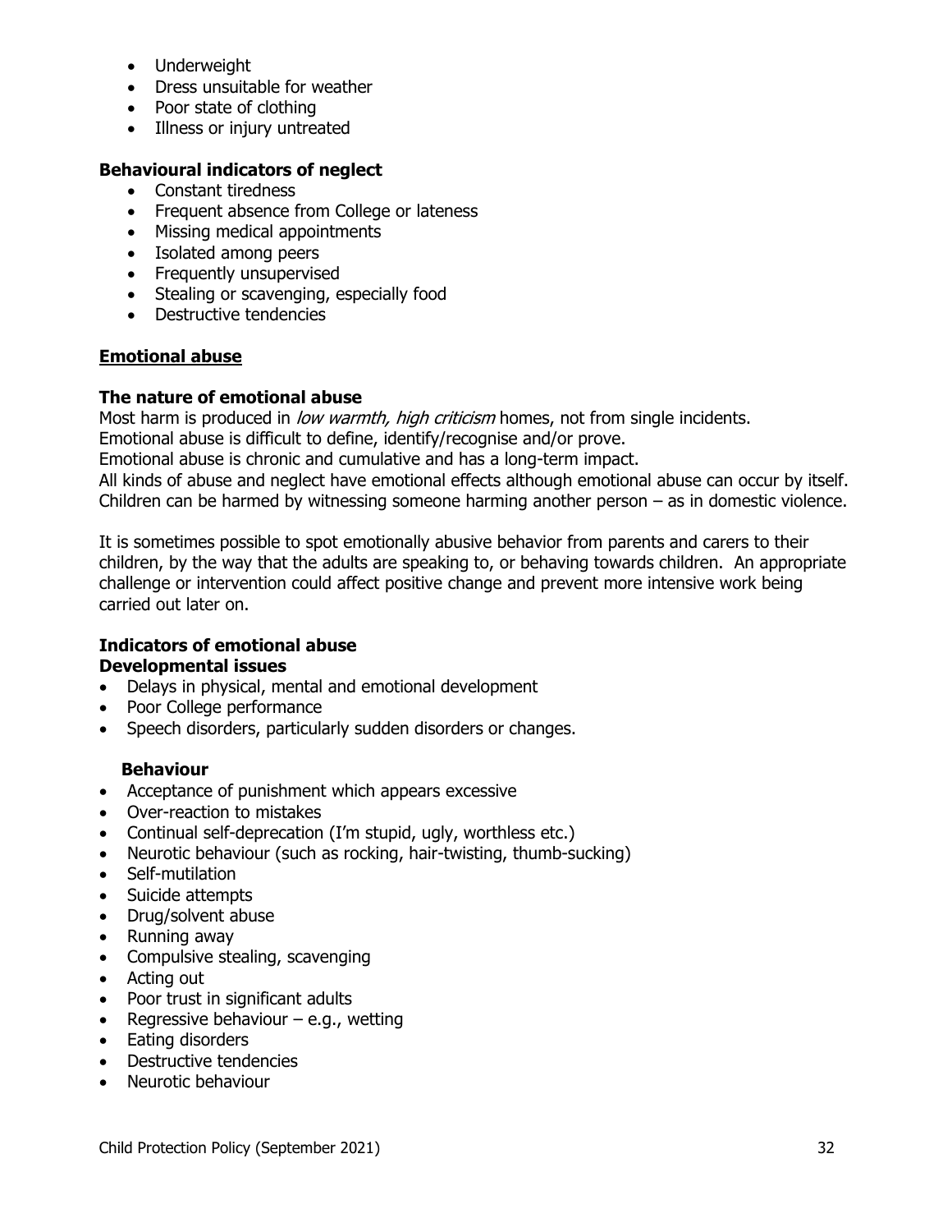- Underweight
- Dress unsuitable for weather
- Poor state of clothing
- Illness or injury untreated

**Behavioural indicators of neglect**

- Constant tiredness
- Frequent absence from College or lateness
- Missing medical appointments
- Isolated among peers
- Frequently unsupervised
- Stealing or scavenging, especially food
- Destructive tendencies

## Emotional abuse

**The nature of emotional abuse**

Most harm is produced in *low warmth, high criticism* homes, not from single incidents.
Emotional abuse is difficult to define, identify/recognise and/or prove.
Emotional abuse is chronic and cumulative and has a long-term impact.
All kinds of abuse and neglect have emotional effects although emotional abuse can occur by itself.
Children can be harmed by witnessing someone harming another person – as in domestic violence.

It is sometimes possible to spot emotionally abusive behavior from parents and carers to their children, by the way that the adults are speaking to, or behaving towards children. An appropriate challenge or intervention could affect positive change and prevent more intensive work being carried out later on.

**Indicators of emotional abuse**

**Developmental issues**

- Delays in physical, mental and emotional development
- Poor College performance
- Speech disorders, particularly sudden disorders or changes.

**Behaviour**

- Acceptance of punishment which appears excessive
- Over-reaction to mistakes
- Continual self-deprecation (I'm stupid, ugly, worthless etc.)
- Neurotic behaviour (such as rocking, hair-twisting, thumb-sucking)
- Self-mutilation
- Suicide attempts
- Drug/solvent abuse
- Running away
- Compulsive stealing, scavenging
- Acting out
- Poor trust in significant adults
- Regressive behaviour – e.g., wetting
- Eating disorders
- Destructive tendencies
- Neurotic behaviour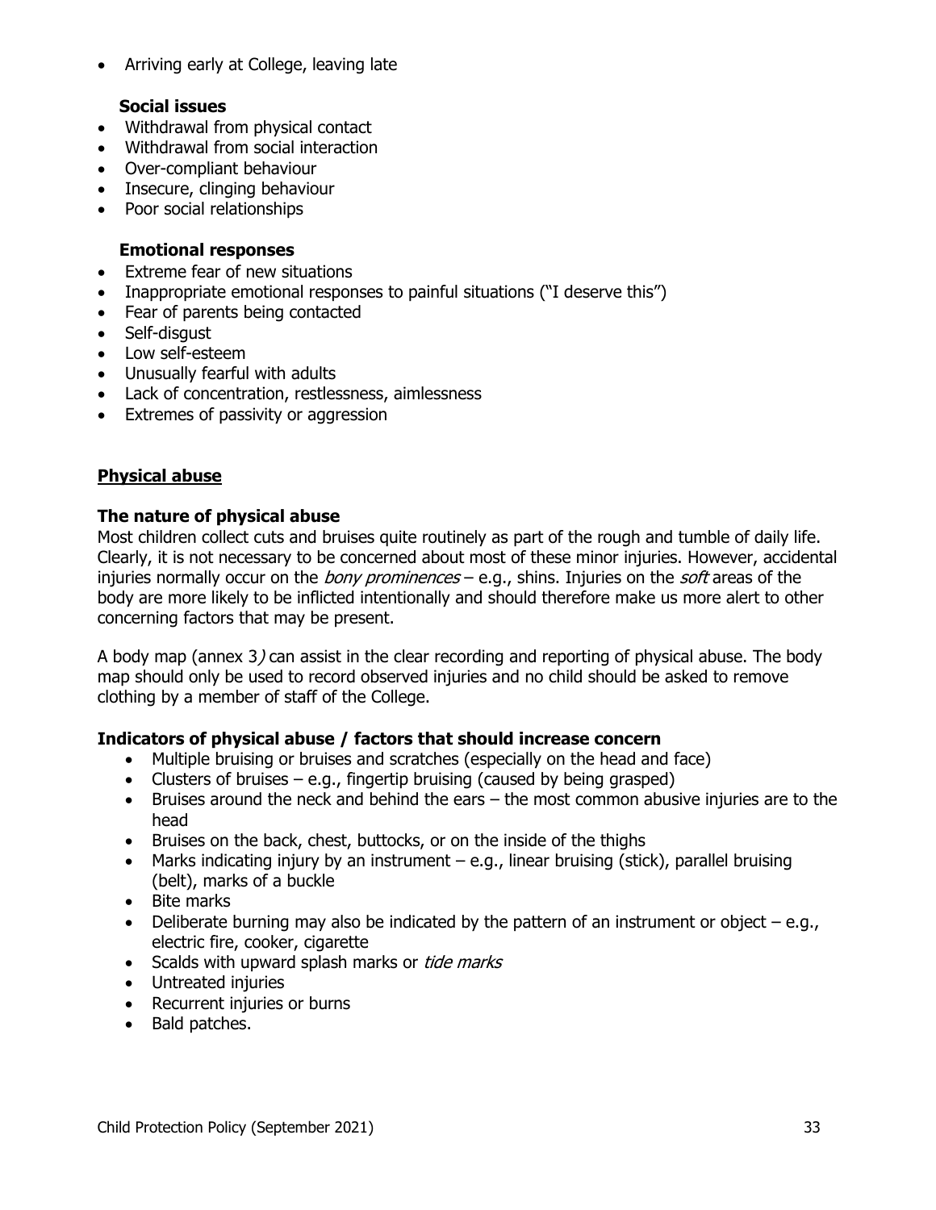- Arriving early at College, leaving late

**Social issues**

- Withdrawal from physical contact
- Withdrawal from social interaction
- Over-compliant behaviour
- Insecure, clinging behaviour
- Poor social relationships

**Emotional responses**

- Extreme fear of new situations
- Inappropriate emotional responses to painful situations ("I deserve this")
- Fear of parents being contacted
- Self-disgust
- Low self-esteem
- Unusually fearful with adults
- Lack of concentration, restlessness, aimlessness
- Extremes of passivity or aggression

## Physical abuse

### The nature of physical abuse

Most children collect cuts and bruises quite routinely as part of the rough and tumble of daily life. Clearly, it is not necessary to be concerned about most of these minor injuries. However, accidental injuries normally occur on the *bony prominences* – e.g., shins. Injuries on the *soft* areas of the body are more likely to be inflicted intentionally and should therefore make us more alert to other concerning factors that may be present.

A body map (annex 3*)* can assist in the clear recording and reporting of physical abuse. The body map should only be used to record observed injuries and no child should be asked to remove clothing by a member of staff of the College.

### Indicators of physical abuse / factors that should increase concern

- Multiple bruising or bruises and scratches (especially on the head and face)
- Clusters of bruises – e.g., fingertip bruising (caused by being grasped)
- Bruises around the neck and behind the ears – the most common abusive injuries are to the head
- Bruises on the back, chest, buttocks, or on the inside of the thighs
- Marks indicating injury by an instrument – e.g., linear bruising (stick), parallel bruising (belt), marks of a buckle
- Bite marks
- Deliberate burning may also be indicated by the pattern of an instrument or object – e.g., electric fire, cooker, cigarette
- Scalds with upward splash marks or *tide marks*
- Untreated injuries
- Recurrent injuries or burns
- Bald patches.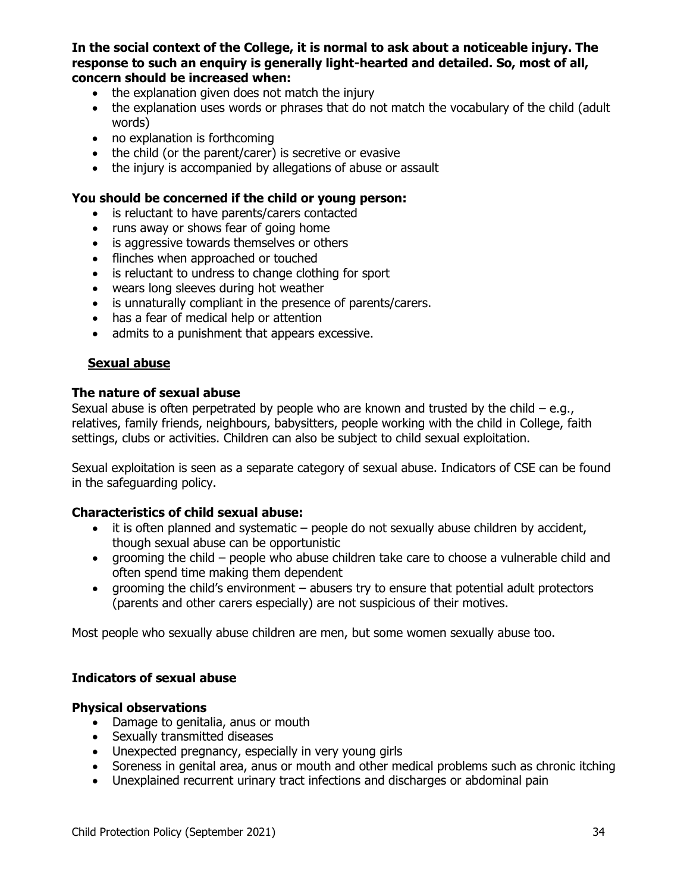**In the social context of the College, it is normal to ask about a noticeable injury. The response to such an enquiry is generally light-hearted and detailed. So, most of all, concern should be increased when:**

- the explanation given does not match the injury
- the explanation uses words or phrases that do not match the vocabulary of the child (adult words)
- no explanation is forthcoming
- the child (or the parent/carer) is secretive or evasive
- the injury is accompanied by allegations of abuse or assault

**You should be concerned if the child or young person:**

- is reluctant to have parents/carers contacted
- runs away or shows fear of going home
- is aggressive towards themselves or others
- flinches when approached or touched
- is reluctant to undress to change clothing for sport
- wears long sleeves during hot weather
- is unnaturally compliant in the presence of parents/carers.
- has a fear of medical help or attention
- admits to a punishment that appears excessive.

## Sexual abuse

**The nature of sexual abuse**

Sexual abuse is often perpetrated by people who are known and trusted by the child – e.g., relatives, family friends, neighbours, babysitters, people working with the child in College, faith settings, clubs or activities. Children can also be subject to child sexual exploitation.

Sexual exploitation is seen as a separate category of sexual abuse. Indicators of CSE can be found in the safeguarding policy.

**Characteristics of child sexual abuse:**

- it is often planned and systematic – people do not sexually abuse children by accident, though sexual abuse can be opportunistic
- grooming the child – people who abuse children take care to choose a vulnerable child and often spend time making them dependent
- grooming the child's environment – abusers try to ensure that potential adult protectors (parents and other carers especially) are not suspicious of their motives.

Most people who sexually abuse children are men, but some women sexually abuse too.

**Indicators of sexual abuse**

**Physical observations**

- Damage to genitalia, anus or mouth
- Sexually transmitted diseases
- Unexpected pregnancy, especially in very young girls
- Soreness in genital area, anus or mouth and other medical problems such as chronic itching
- Unexplained recurrent urinary tract infections and discharges or abdominal pain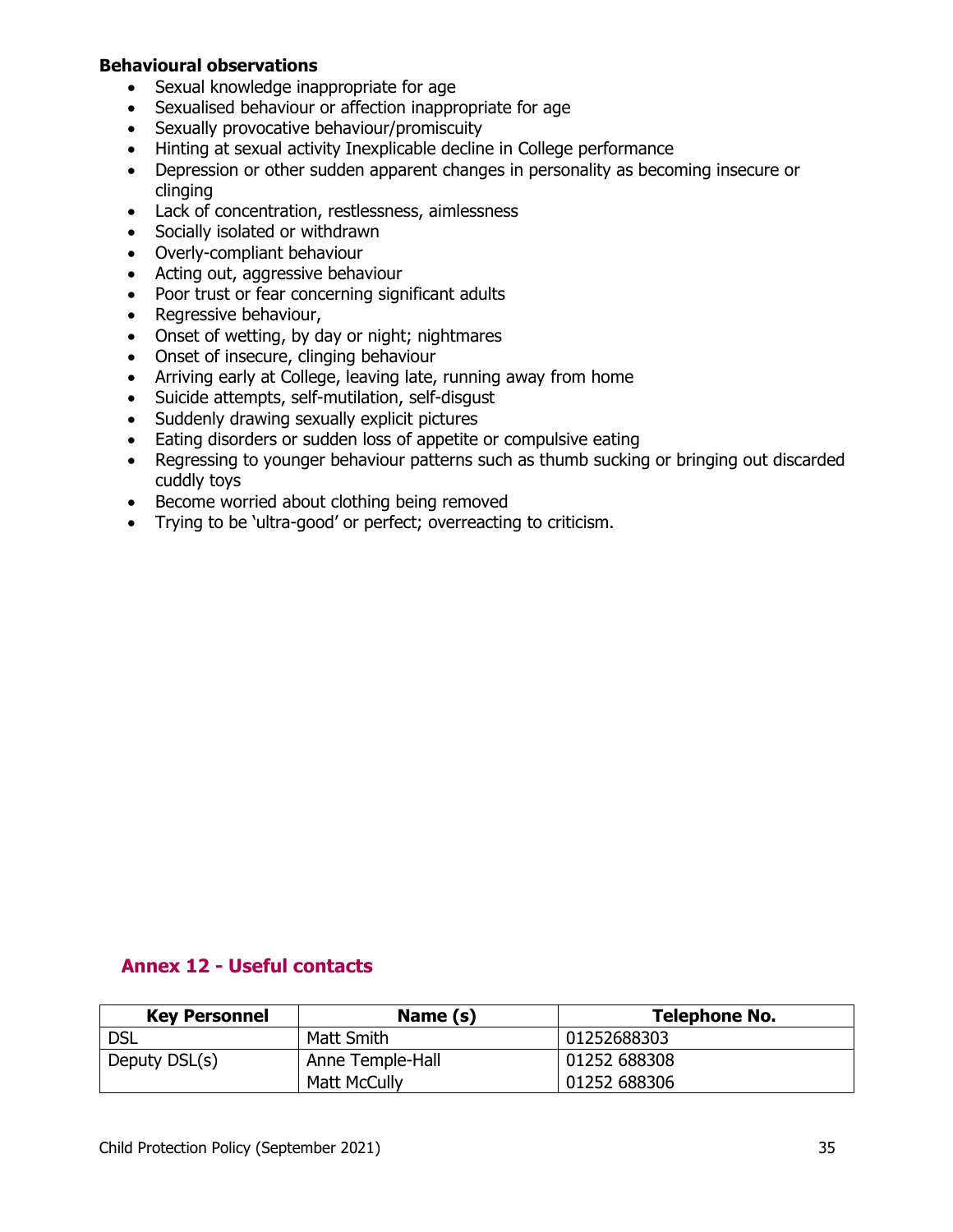**Behavioural observations**

- Sexual knowledge inappropriate for age
- Sexualised behaviour or affection inappropriate for age
- Sexually provocative behaviour/promiscuity
- Hinting at sexual activity Inexplicable decline in College performance
- Depression or other sudden apparent changes in personality as becoming insecure or clinging
- Lack of concentration, restlessness, aimlessness
- Socially isolated or withdrawn
- Overly-compliant behaviour
- Acting out, aggressive behaviour
- Poor trust or fear concerning significant adults
- Regressive behaviour,
- Onset of wetting, by day or night; nightmares
- Onset of insecure, clinging behaviour
- Arriving early at College, leaving late, running away from home
- Suicide attempts, self-mutilation, self-disgust
- Suddenly drawing sexually explicit pictures
- Eating disorders or sudden loss of appetite or compulsive eating
- Regressing to younger behaviour patterns such as thumb sucking or bringing out discarded cuddly toys
- Become worried about clothing being removed
- Trying to be 'ultra-good' or perfect; overreacting to criticism.

## Annex 12 - Useful contacts

| Key Personnel | Name (s) | Telephone No. |
|---|---|---|
| DSL | Matt Smith | 01252688303 |
| Deputy DSL(s) | Anne Temple-Hall<br>Matt McCully | 01252 688308<br>01252 688306 |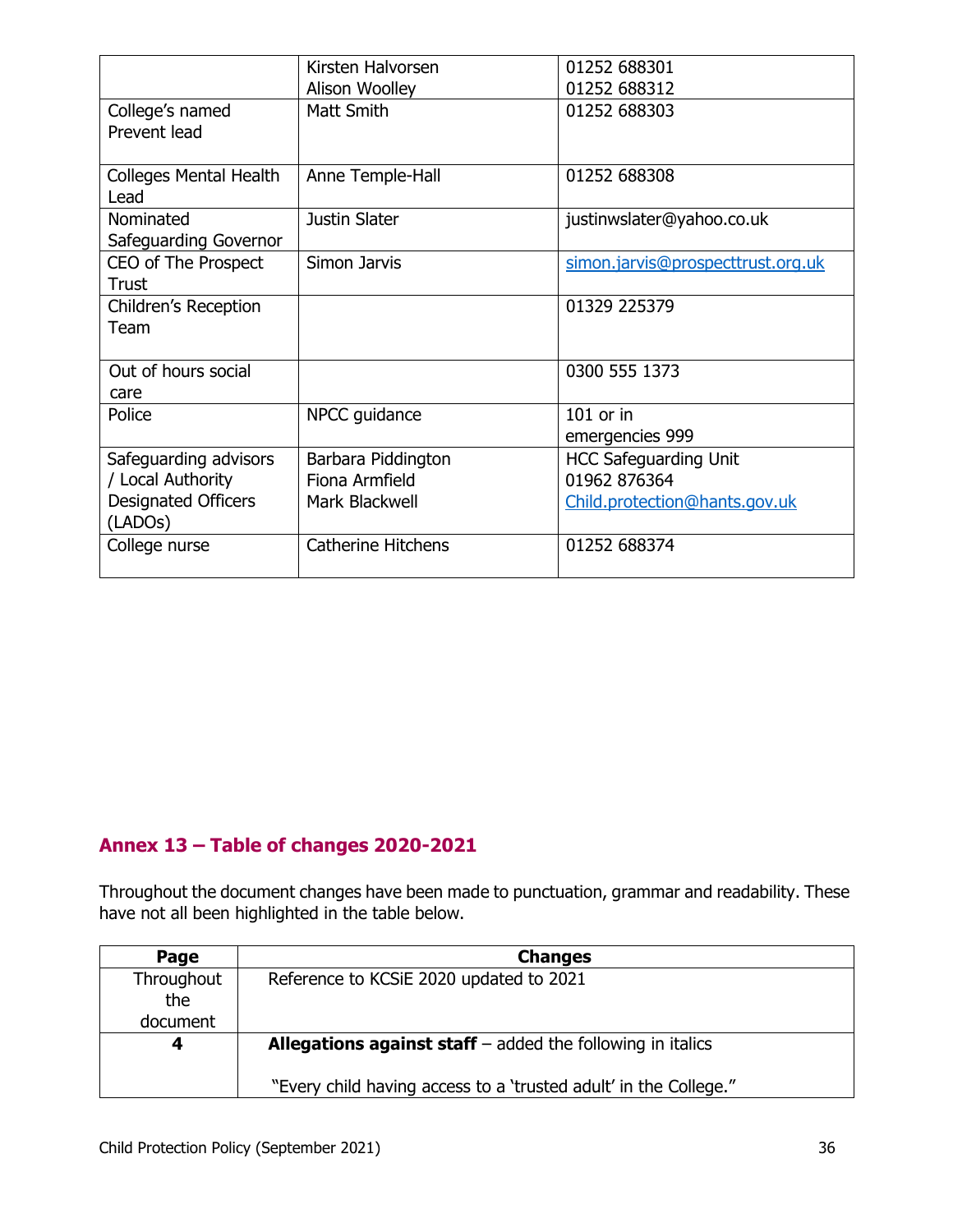| | | |
|---|---|---|
| | Kirsten Halvorsen<br>Alison Woolley | 01252 688301<br>01252 688312 |
| College's named Prevent lead | Matt Smith | 01252 688303 |
| Colleges Mental Health Lead | Anne Temple-Hall | 01252 688308 |
| Nominated Safeguarding Governor | Justin Slater | justinwslater@yahoo.co.uk |
| CEO of The Prospect Trust | Simon Jarvis | simon.jarvis@prospecttrust.org.uk |
| Children's Reception Team | | 01329 225379 |
| Out of hours social care | | 0300 555 1373 |
| Police | NPCC guidance | 101 or in emergencies 999 |
| Safeguarding advisors / Local Authority Designated Officers (LADOs) | Barbara Piddington<br>Fiona Armfield<br>Mark Blackwell | HCC Safeguarding Unit<br>01962 876364<br>Child.protection@hants.gov.uk |
| College nurse | Catherine Hitchens | 01252 688374 |

## Annex 13 – Table of changes 2020-2021

Throughout the document changes have been made to punctuation, grammar and readability. These have not all been highlighted in the table below.

| Page | Changes |
|---|---|
| Throughout the document | Reference to KCSiE 2020 updated to 2021 |
| **4** | **Allegations against staff** – added the following in italics<br><br>"Every child having access to a 'trusted adult' in the College." |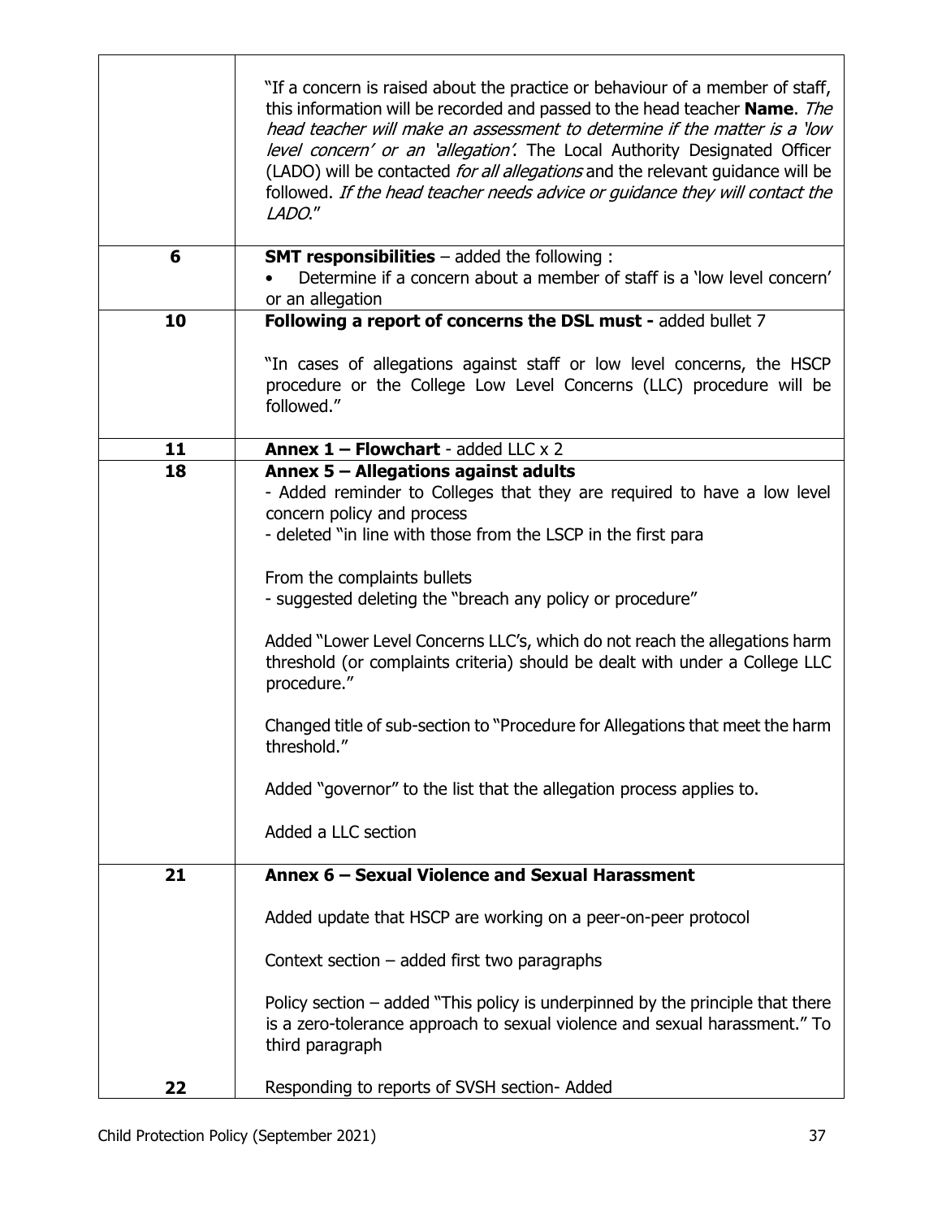| | |
|---|---|
| | "If a concern is raised about the practice or behaviour of a member of staff, this information will be recorded and passed to the head teacher **Name**. *The head teacher will make an assessment to determine if the matter is a 'low level concern' or an 'allegation'*. The Local Authority Designated Officer (LADO) will be contacted *for all allegations* and the relevant guidance will be followed. *If the head teacher needs advice or guidance they will contact the LADO*." |
| **6** | **SMT responsibilities** – added the following :<br>• Determine if a concern about a member of staff is a 'low level concern' or an allegation |
| **10** | **Following a report of concerns the DSL must -** added bullet 7<br><br>"In cases of allegations against staff or low level concerns, the HSCP procedure or the College Low Level Concerns (LLC) procedure will be followed." |
| **11** | **Annex 1 – Flowchart** - added LLC x 2 |
| **18** | **Annex 5 – Allegations against adults**<br>- Added reminder to Colleges that they are required to have a low level concern policy and process<br>- deleted "in line with those from the LSCP in the first para<br><br>From the complaints bullets<br>- suggested deleting the "breach any policy or procedure"<br><br>Added "Lower Level Concerns LLC's, which do not reach the allegations harm threshold (or complaints criteria) should be dealt with under a College LLC procedure."<br><br>Changed title of sub-section to "Procedure for Allegations that meet the harm threshold."<br><br>Added "governor" to the list that the allegation process applies to.<br><br>Added a LLC section |
| **21** | **Annex 6 – Sexual Violence and Sexual Harassment**<br><br>Added update that HSCP are working on a peer-on-peer protocol<br><br>Context section – added first two paragraphs<br><br>Policy section – added "This policy is underpinned by the principle that there is a zero-tolerance approach to sexual violence and sexual harassment." To third paragraph |
| **22** | Responding to reports of SVSH section- Added |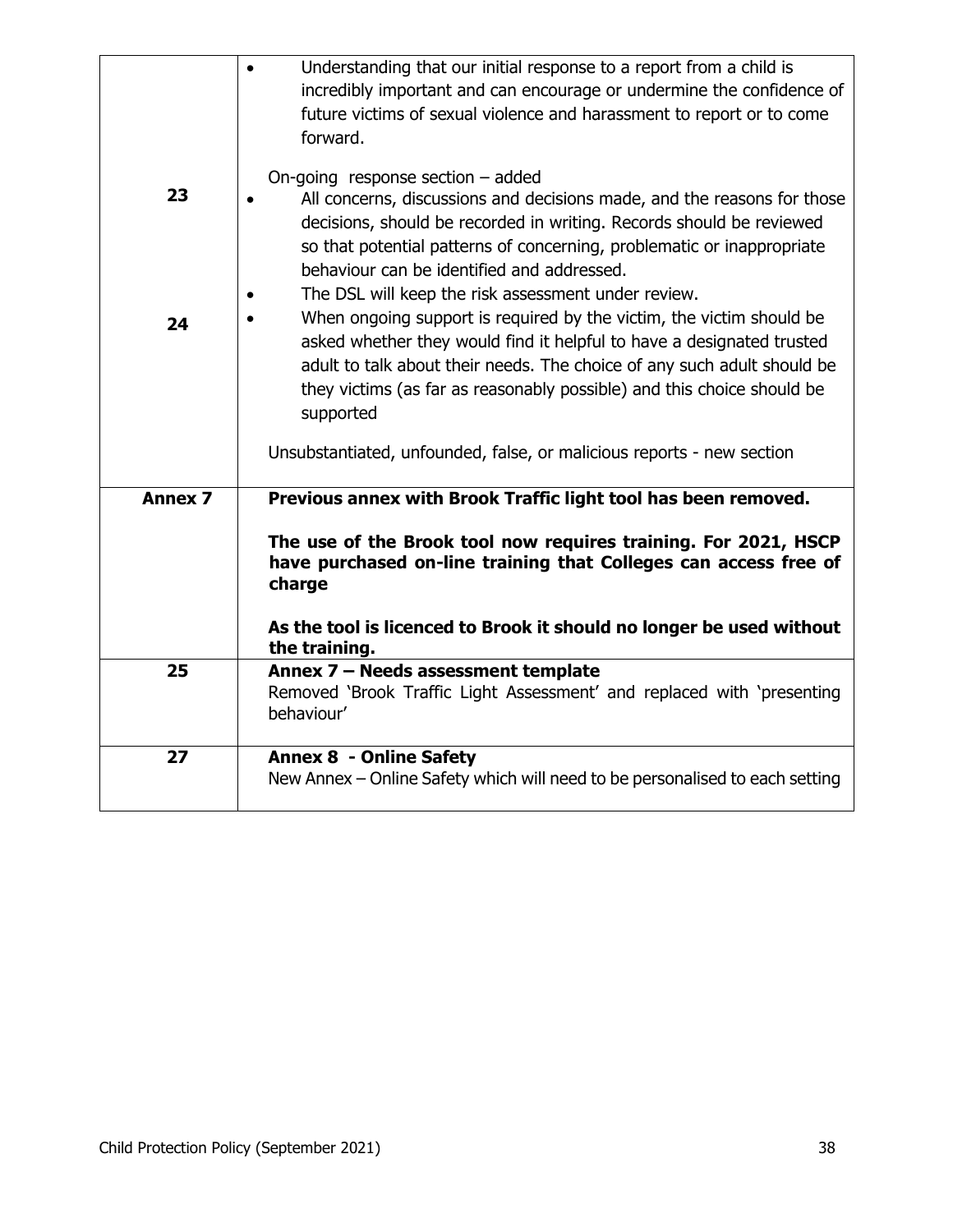| | |
|---|---|
| 23<br><br>24 | • Understanding that our initial response to a report from a child is incredibly important and can encourage or undermine the confidence of future victims of sexual violence and harassment to report or to come forward.<br><br>On-going response section – added<br>• All concerns, discussions and decisions made, and the reasons for those decisions, should be recorded in writing. Records should be reviewed so that potential patterns of concerning, problematic or inappropriate behaviour can be identified and addressed.<br>• The DSL will keep the risk assessment under review.<br>• When ongoing support is required by the victim, the victim should be asked whether they would find it helpful to have a designated trusted adult to talk about their needs. The choice of any such adult should be they victims (as far as reasonably possible) and this choice should be supported<br><br>Unsubstantiated, unfounded, false, or malicious reports - new section |
| **Annex 7** | **Previous annex with Brook Traffic light tool has been removed.**<br><br>**The use of the Brook tool now requires training. For 2021, HSCP have purchased on-line training that Colleges can access free of charge**<br><br>**As the tool is licenced to Brook it should no longer be used without the training.** |
| **25** | **Annex 7 – Needs assessment template**<br>Removed 'Brook Traffic Light Assessment' and replaced with 'presenting behaviour' |
| **27** | **Annex 8 - Online Safety**<br>New Annex – Online Safety which will need to be personalised to each setting |